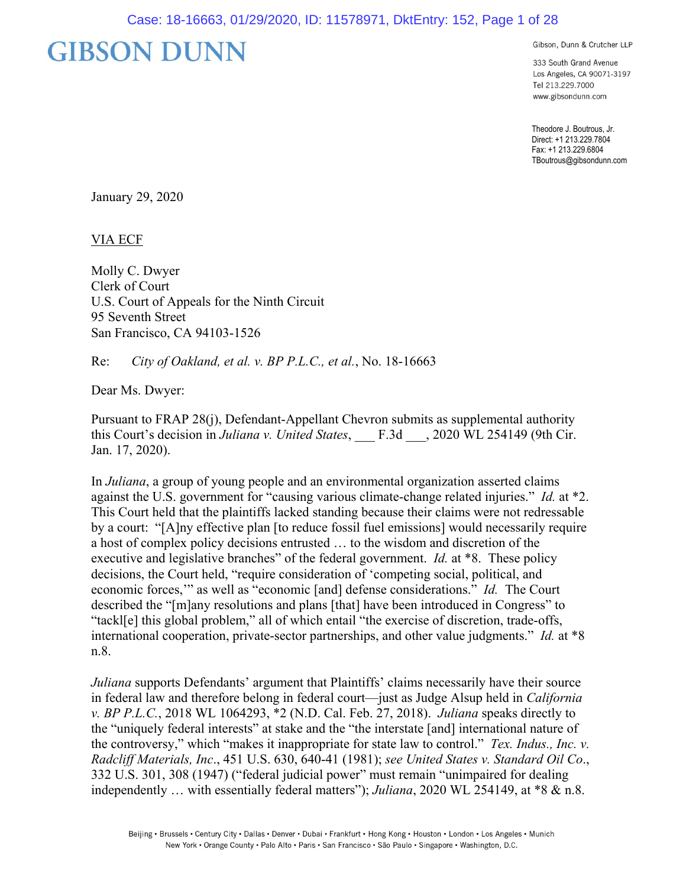# GIBSON DUNN

Gibson, Dunn & Crutcher LLP

333 South Grand Avenue
Los Angeles, CA 90071-3197
Tel 213.229.7000
www.gibsondunn.com

Theodore J. Boutrous, Jr.
Direct: +1 213.229.7804
Fax: +1 213.229.6804
TBoutrous@gibsondunn.com

January 29, 2020

VIA ECF

Molly C. Dwyer
Clerk of Court
U.S. Court of Appeals for the Ninth Circuit
95 Seventh Street
San Francisco, CA 94103-1526

Re: *City of Oakland, et al. v. BP P.L.C., et al.*, No. 18-16663

Dear Ms. Dwyer:

Pursuant to FRAP 28(j), Defendant-Appellant Chevron submits as supplemental authority this Court's decision in *Juliana v. United States*, ___ F.3d ___, 2020 WL 254149 (9th Cir. Jan. 17, 2020).

In *Juliana*, a group of young people and an environmental organization asserted claims against the U.S. government for "causing various climate-change related injuries." *Id.* at *2. This Court held that the plaintiffs lacked standing because their claims were not redressable by a court: "[A]ny effective plan [to reduce fossil fuel emissions] would necessarily require a host of complex policy decisions entrusted … to the wisdom and discretion of the executive and legislative branches" of the federal government. *Id.* at *8. These policy decisions, the Court held, "require consideration of 'competing social, political, and economic forces,'" as well as "economic [and] defense considerations." *Id.* The Court described the "[m]any resolutions and plans [that] have been introduced in Congress" to "tackl[e] this global problem," all of which entail "the exercise of discretion, trade-offs, international cooperation, private-sector partnerships, and other value judgments." *Id.* at *8 n.8.

*Juliana* supports Defendants' argument that Plaintiffs' claims necessarily have their source in federal law and therefore belong in federal court—just as Judge Alsup held in *California v. BP P.L.C.*, 2018 WL 1064293, *2 (N.D. Cal. Feb. 27, 2018). *Juliana* speaks directly to the "uniquely federal interests" at stake and the "the interstate [and] international nature of the controversy," which "makes it inappropriate for state law to control." *Tex. Indus., Inc. v. Radcliff Materials, Inc*., 451 U.S. 630, 640-41 (1981); *see United States v. Standard Oil Co*., 332 U.S. 301, 308 (1947) ("federal judicial power" must remain "unimpaired for dealing independently … with essentially federal matters"); *Juliana*, 2020 WL 254149, at *8 & n.8.

Beijing • Brussels • Century City • Dallas • Denver • Dubai • Frankfurt • Hong Kong • Houston • London • Los Angeles • Munich
New York • Orange County • Palo Alto • Paris • San Francisco • São Paulo • Singapore • Washington, D.C.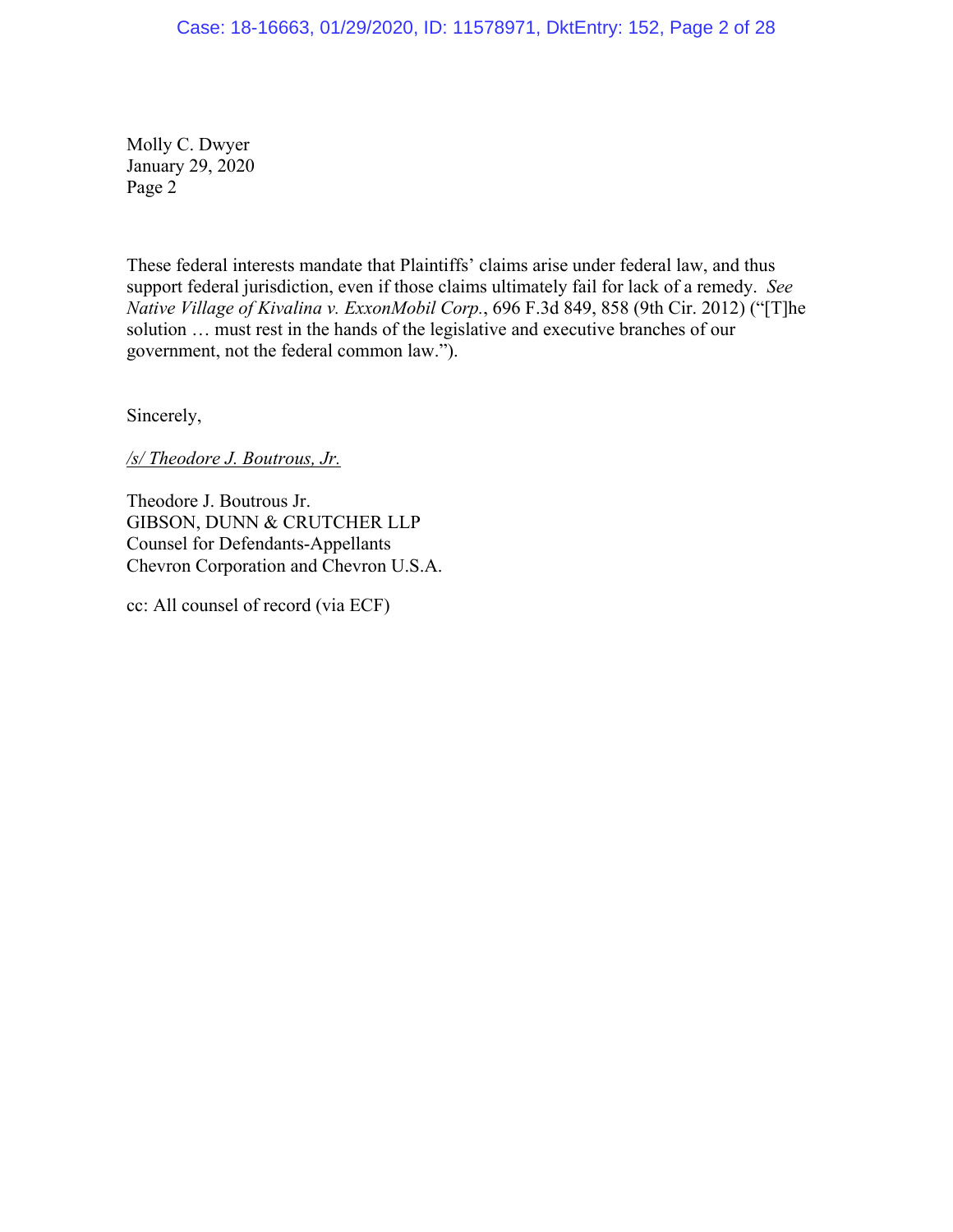Molly C. Dwyer
January 29, 2020
Page 2

These federal interests mandate that Plaintiffs' claims arise under federal law, and thus support federal jurisdiction, even if those claims ultimately fail for lack of a remedy. *See Native Village of Kivalina v. ExxonMobil Corp.*, 696 F.3d 849, 858 (9th Cir. 2012) ("[T]he solution … must rest in the hands of the legislative and executive branches of our government, not the federal common law.").

Sincerely,

*/s/ Theodore J. Boutrous, Jr.*

Theodore J. Boutrous Jr.
GIBSON, DUNN & CRUTCHER LLP
Counsel for Defendants-Appellants
Chevron Corporation and Chevron U.S.A.

cc: All counsel of record (via ECF)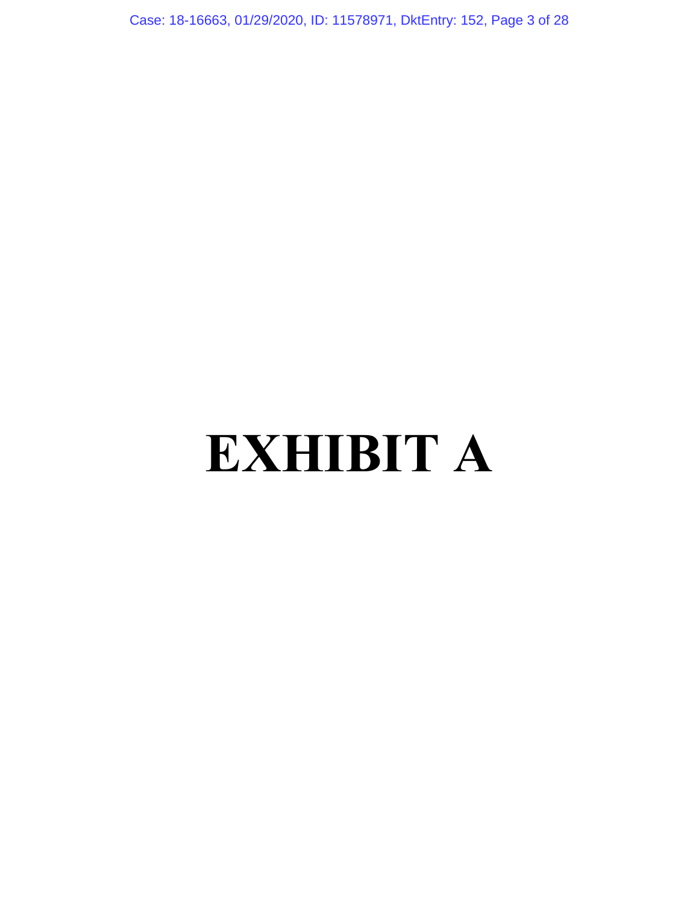# EXHIBIT A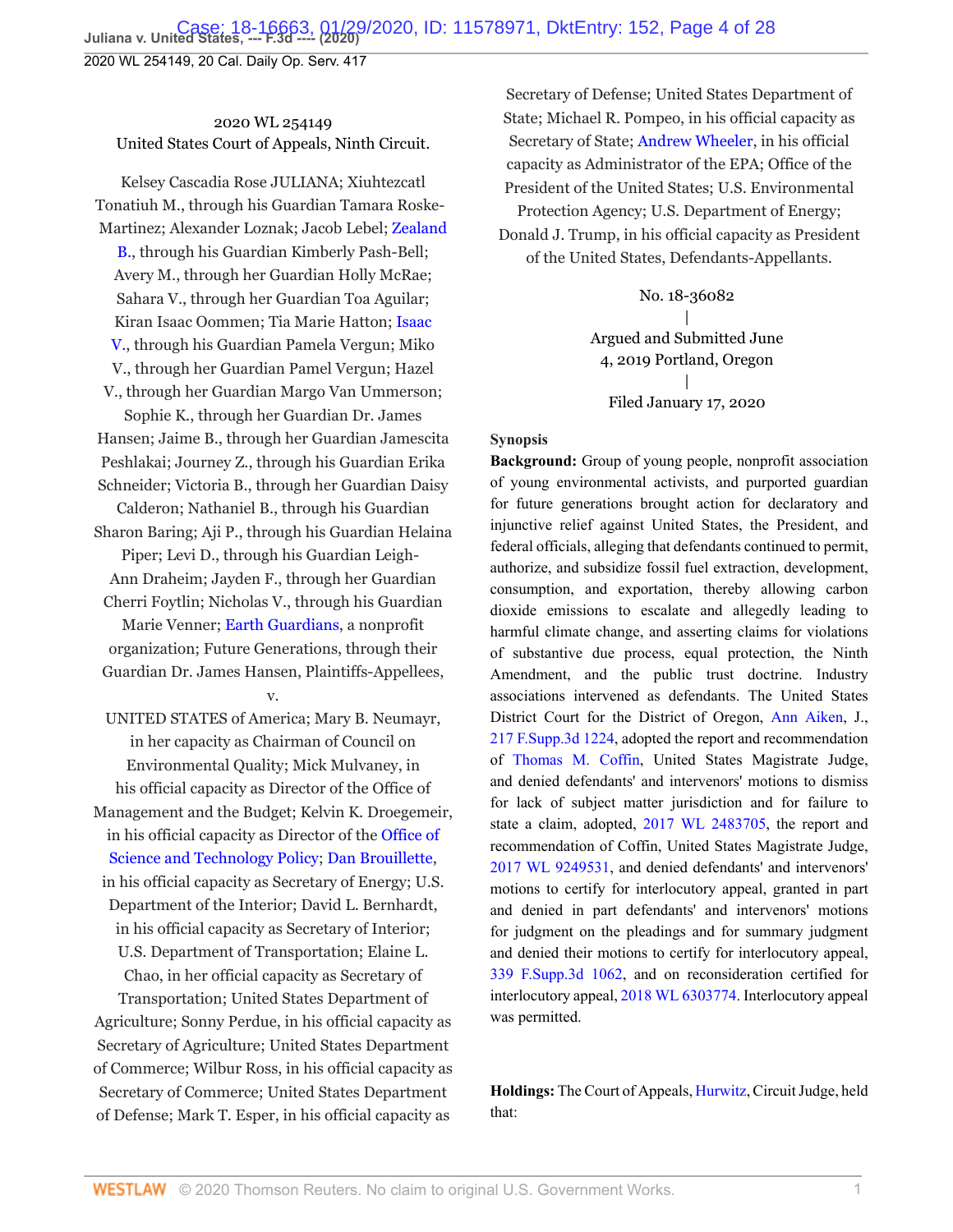2020 WL 254149
United States Court of Appeals, Ninth Circuit.

Kelsey Cascadia Rose JULIANA; Xiuhtezcatl Tonatiuh M., through his Guardian Tamara Roske-Martinez; Alexander Loznak; Jacob Lebel; Zealand B., through his Guardian Kimberly Pash-Bell; Avery M., through her Guardian Holly McRae; Sahara V., through her Guardian Toa Aguilar; Kiran Isaac Oommen; Tia Marie Hatton; Isaac V., through his Guardian Pamela Vergun; Miko V., through her Guardian Pamel Vergun; Hazel V., through her Guardian Margo Van Ummerson; Sophie K., through her Guardian Dr. James Hansen; Jaime B., through her Guardian Jamescita Peshlakai; Journey Z., through his Guardian Erika Schneider; Victoria B., through her Guardian Daisy Calderon; Nathaniel B., through his Guardian Sharon Baring; Aji P., through his Guardian Helaina Piper; Levi D., through his Guardian Leigh-Ann Draheim; Jayden F., through her Guardian Cherri Foytlin; Nicholas V., through his Guardian Marie Venner; Earth Guardians, a nonprofit organization; Future Generations, through their Guardian Dr. James Hansen, Plaintiffs-Appellees,

v.

UNITED STATES of America; Mary B. Neumayr, in her capacity as Chairman of Council on Environmental Quality; Mick Mulvaney, in his official capacity as Director of the Office of Management and the Budget; Kelvin K. Droegemeir, in his official capacity as Director of the Office of Science and Technology Policy; Dan Brouillette, in his official capacity as Secretary of Energy; U.S. Department of the Interior; David L. Bernhardt, in his official capacity as Secretary of Interior; U.S. Department of Transportation; Elaine L. Chao, in her official capacity as Secretary of Transportation; United States Department of Agriculture; Sonny Perdue, in his official capacity as Secretary of Agriculture; United States Department of Commerce; Wilbur Ross, in his official capacity as Secretary of Commerce; United States Department of Defense; Mark T. Esper, in his official capacity as Secretary of Defense; United States Department of State; Michael R. Pompeo, in his official capacity as Secretary of State; Andrew Wheeler, in his official capacity as Administrator of the EPA; Office of the President of the United States; U.S. Environmental Protection Agency; U.S. Department of Energy; Donald J. Trump, in his official capacity as President of the United States, Defendants-Appellants.

No. 18-36082
|
Argued and Submitted June 4, 2019 Portland, Oregon
|
Filed January 17, 2020

## Synopsis

**Background:** Group of young people, nonprofit association of young environmental activists, and purported guardian for future generations brought action for declaratory and injunctive relief against United States, the President, and federal officials, alleging that defendants continued to permit, authorize, and subsidize fossil fuel extraction, development, consumption, and exportation, thereby allowing carbon dioxide emissions to escalate and allegedly leading to harmful climate change, and asserting claims for violations of substantive due process, equal protection, the Ninth Amendment, and the public trust doctrine. Industry associations intervened as defendants. The United States District Court for the District of Oregon, Ann Aiken, J., 217 F.Supp.3d 1224, adopted the report and recommendation of Thomas M. Coffin, United States Magistrate Judge, and denied defendants' and intervenors' motions to dismiss for lack of subject matter jurisdiction and for failure to state a claim, adopted, 2017 WL 2483705, the report and recommendation of Coffin, United States Magistrate Judge, 2017 WL 9249531, and denied defendants' and intervenors' motions to certify for interlocutory appeal, granted in part and denied in part defendants' and intervenors' motions for judgment on the pleadings and for summary judgment and denied their motions to certify for interlocutory appeal, 339 F.Supp.3d 1062, and on reconsideration certified for interlocutory appeal, 2018 WL 6303774. Interlocutory appeal was permitted.

**Holdings:** The Court of Appeals, Hurwitz, Circuit Judge, held that: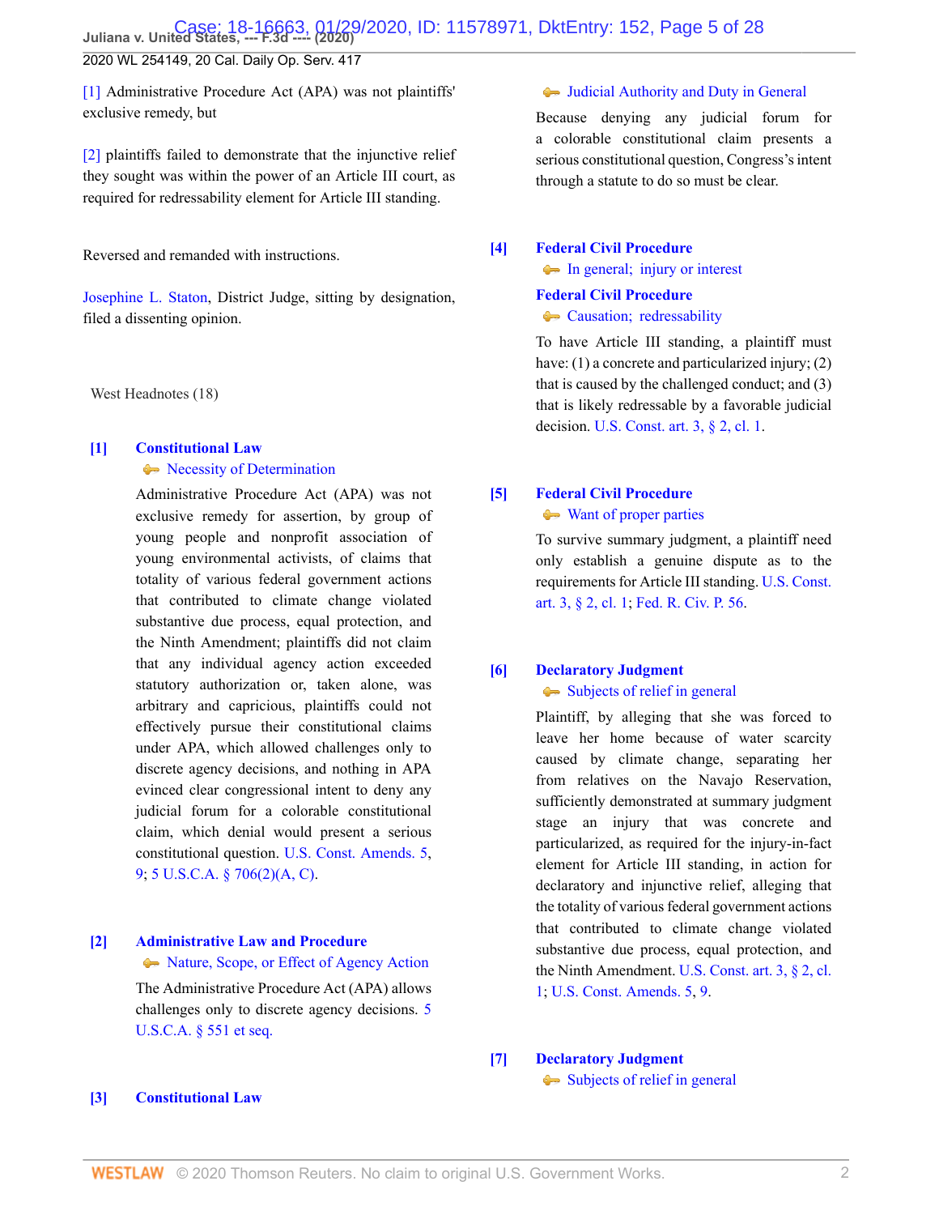[1] Administrative Procedure Act (APA) was not plaintiffs' exclusive remedy, but

[2] plaintiffs failed to demonstrate that the injunctive relief they sought was within the power of an Article III court, as required for redressability element for Article III standing.

Reversed and remanded with instructions.

Josephine L. Staton, District Judge, sitting by designation, filed a dissenting opinion.

West Headnotes (18)

**[1] Constitutional Law**
Necessity of Determination

Administrative Procedure Act (APA) was not exclusive remedy for assertion, by group of young people and nonprofit association of young environmental activists, of claims that totality of various federal government actions that contributed to climate change violated substantive due process, equal protection, and the Ninth Amendment; plaintiffs did not claim that any individual agency action exceeded statutory authorization or, taken alone, was arbitrary and capricious, plaintiffs could not effectively pursue their constitutional claims under APA, which allowed challenges only to discrete agency decisions, and nothing in APA evinced clear congressional intent to deny any judicial forum for a colorable constitutional claim, which denial would present a serious constitutional question. U.S. Const. Amends. 5, 9; 5 U.S.C.A. § 706(2)(A, C).

**[2] Administrative Law and Procedure**
Nature, Scope, or Effect of Agency Action

The Administrative Procedure Act (APA) allows challenges only to discrete agency decisions. 5 U.S.C.A. § 551 et seq.

**[3] Constitutional Law**
Judicial Authority and Duty in General

Because denying any judicial forum for a colorable constitutional claim presents a serious constitutional question, Congress's intent through a statute to do so must be clear.

**[4] Federal Civil Procedure**
In general; injury or interest

**Federal Civil Procedure**
Causation; redressability

To have Article III standing, a plaintiff must have: (1) a concrete and particularized injury; (2) that is caused by the challenged conduct; and (3) that is likely redressable by a favorable judicial decision. U.S. Const. art. 3, § 2, cl. 1.

**[5] Federal Civil Procedure**
Want of proper parties

To survive summary judgment, a plaintiff need only establish a genuine dispute as to the requirements for Article III standing. U.S. Const. art. 3, § 2, cl. 1; Fed. R. Civ. P. 56.

**[6] Declaratory Judgment**
Subjects of relief in general

Plaintiff, by alleging that she was forced to leave her home because of water scarcity caused by climate change, separating her from relatives on the Navajo Reservation, sufficiently demonstrated at summary judgment stage an injury that was concrete and particularized, as required for the injury-in-fact element for Article III standing, in action for declaratory and injunctive relief, alleging that the totality of various federal government actions that contributed to climate change violated substantive due process, equal protection, and the Ninth Amendment. U.S. Const. art. 3, § 2, cl. 1; U.S. Const. Amends. 5, 9.

**[7] Declaratory Judgment**
Subjects of relief in general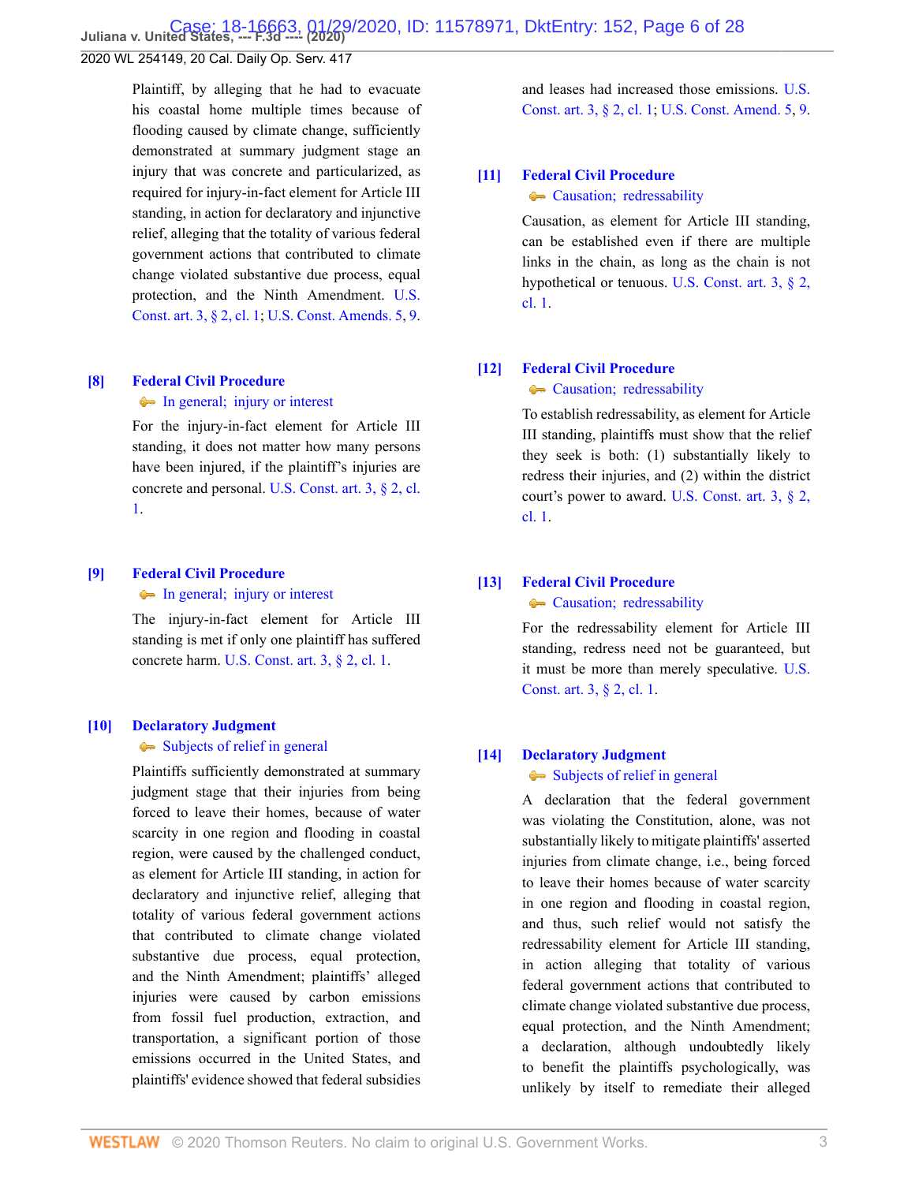Plaintiff, by alleging that he had to evacuate his coastal home multiple times because of flooding caused by climate change, sufficiently demonstrated at summary judgment stage an injury that was concrete and particularized, as required for injury-in-fact element for Article III standing, in action for declaratory and injunctive relief, alleging that the totality of various federal government actions that contributed to climate change violated substantive due process, equal protection, and the Ninth Amendment. U.S. Const. art. 3, § 2, cl. 1; U.S. Const. Amends. 5, 9.

**[8] Federal Civil Procedure**
In general; injury or interest

For the injury-in-fact element for Article III standing, it does not matter how many persons have been injured, if the plaintiff's injuries are concrete and personal. U.S. Const. art. 3, § 2, cl. 1.

**[9] Federal Civil Procedure**
In general; injury or interest

The injury-in-fact element for Article III standing is met if only one plaintiff has suffered concrete harm. U.S. Const. art. 3, § 2, cl. 1.

**[10] Declaratory Judgment**
Subjects of relief in general

Plaintiffs sufficiently demonstrated at summary judgment stage that their injuries from being forced to leave their homes, because of water scarcity in one region and flooding in coastal region, were caused by the challenged conduct, as element for Article III standing, in action for declaratory and injunctive relief, alleging that totality of various federal government actions that contributed to climate change violated substantive due process, equal protection, and the Ninth Amendment; plaintiffs' alleged injuries were caused by carbon emissions from fossil fuel production, extraction, and transportation, a significant portion of those emissions occurred in the United States, and plaintiffs' evidence showed that federal subsidies and leases had increased those emissions. U.S. Const. art. 3, § 2, cl. 1; U.S. Const. Amend. 5, 9.

**[11] Federal Civil Procedure**
Causation; redressability

Causation, as element for Article III standing, can be established even if there are multiple links in the chain, as long as the chain is not hypothetical or tenuous. U.S. Const. art. 3, § 2, cl. 1.

**[12] Federal Civil Procedure**
Causation; redressability

To establish redressability, as element for Article III standing, plaintiffs must show that the relief they seek is both: (1) substantially likely to redress their injuries, and (2) within the district court's power to award. U.S. Const. art. 3, § 2, cl. 1.

**[13] Federal Civil Procedure**
Causation; redressability

For the redressability element for Article III standing, redress need not be guaranteed, but it must be more than merely speculative. U.S. Const. art. 3, § 2, cl. 1.

**[14] Declaratory Judgment**
Subjects of relief in general

A declaration that the federal government was violating the Constitution, alone, was not substantially likely to mitigate plaintiffs' asserted injuries from climate change, i.e., being forced to leave their homes because of water scarcity in one region and flooding in coastal region, and thus, such relief would not satisfy the redressability element for Article III standing, in action alleging that totality of various federal government actions that contributed to climate change violated substantive due process, equal protection, and the Ninth Amendment; a declaration, although undoubtedly likely to benefit the plaintiffs psychologically, was unlikely by itself to remediate their alleged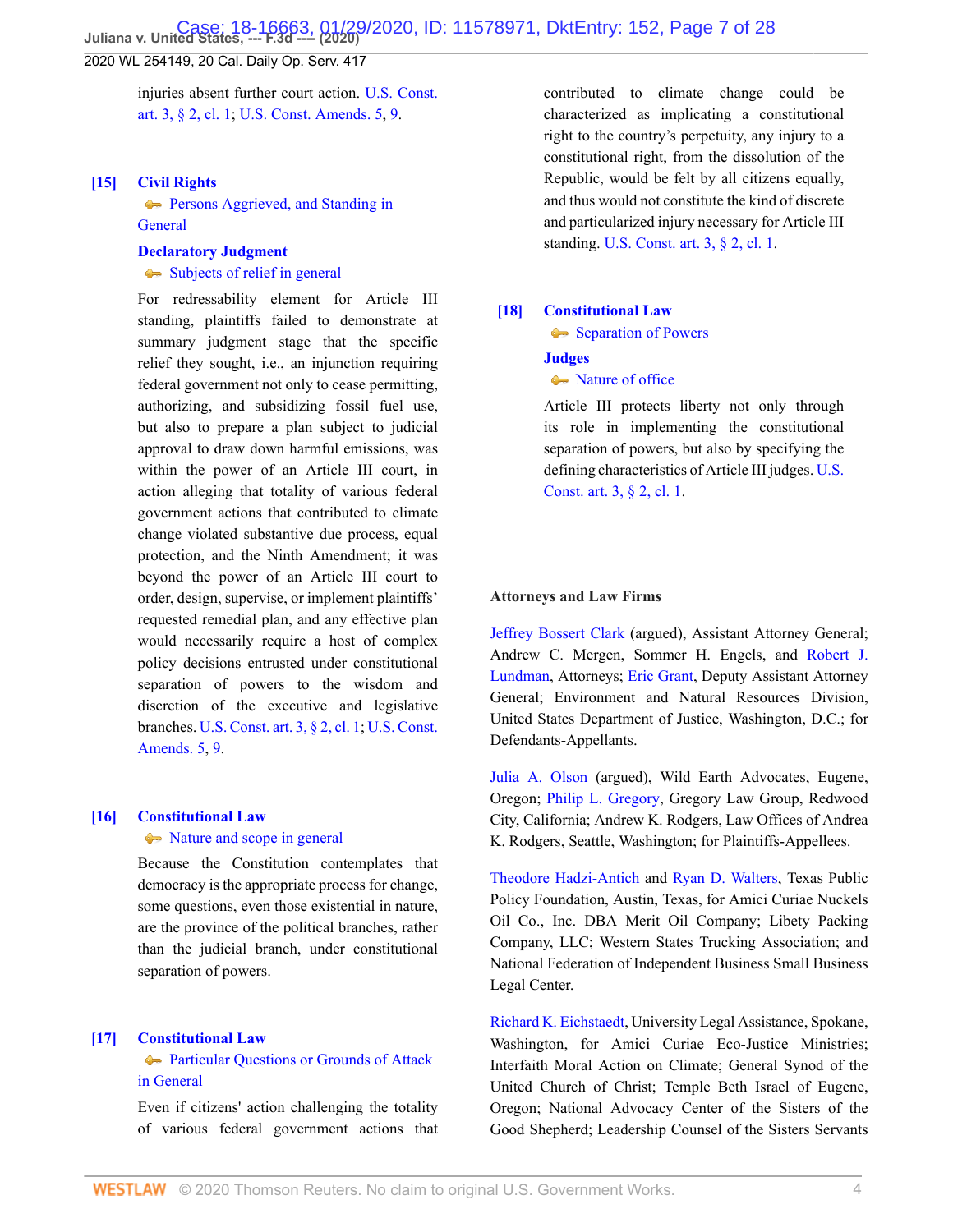injuries absent further court action. U.S. Const. art. 3, § 2, cl. 1; U.S. Const. Amends. 5, 9.

**[15] Civil Rights**
Persons Aggrieved, and Standing in General

**Declaratory Judgment**
Subjects of relief in general

For redressability element for Article III standing, plaintiffs failed to demonstrate at summary judgment stage that the specific relief they sought, i.e., an injunction requiring federal government not only to cease permitting, authorizing, and subsidizing fossil fuel use, but also to prepare a plan subject to judicial approval to draw down harmful emissions, was within the power of an Article III court, in action alleging that totality of various federal government actions that contributed to climate change violated substantive due process, equal protection, and the Ninth Amendment; it was beyond the power of an Article III court to order, design, supervise, or implement plaintiffs' requested remedial plan, and any effective plan would necessarily require a host of complex policy decisions entrusted under constitutional separation of powers to the wisdom and discretion of the executive and legislative branches. U.S. Const. art. 3, § 2, cl. 1; U.S. Const. Amends. 5, 9.

**[16] Constitutional Law**
Nature and scope in general

Because the Constitution contemplates that democracy is the appropriate process for change, some questions, even those existential in nature, are the province of the political branches, rather than the judicial branch, under constitutional separation of powers.

**[17] Constitutional Law**
Particular Questions or Grounds of Attack in General

Even if citizens' action challenging the totality of various federal government actions that contributed to climate change could be characterized as implicating a constitutional right to the country's perpetuity, any injury to a constitutional right, from the dissolution of the Republic, would be felt by all citizens equally, and thus would not constitute the kind of discrete and particularized injury necessary for Article III standing. U.S. Const. art. 3, § 2, cl. 1.

**[18] Constitutional Law**
Separation of Powers

**Judges**
Nature of office

Article III protects liberty not only through its role in implementing the constitutional separation of powers, but also by specifying the defining characteristics of Article III judges. U.S. Const. art. 3, § 2, cl. 1.

**Attorneys and Law Firms**

Jeffrey Bossert Clark (argued), Assistant Attorney General; Andrew C. Mergen, Sommer H. Engels, and Robert J. Lundman, Attorneys; Eric Grant, Deputy Assistant Attorney General; Environment and Natural Resources Division, United States Department of Justice, Washington, D.C.; for Defendants-Appellants.

Julia A. Olson (argued), Wild Earth Advocates, Eugene, Oregon; Philip L. Gregory, Gregory Law Group, Redwood City, California; Andrew K. Rodgers, Law Offices of Andrea K. Rodgers, Seattle, Washington; for Plaintiffs-Appellees.

Theodore Hadzi-Antich and Ryan D. Walters, Texas Public Policy Foundation, Austin, Texas, for Amici Curiae Nuckels Oil Co., Inc. DBA Merit Oil Company; Libety Packing Company, LLC; Western States Trucking Association; and National Federation of Independent Business Small Business Legal Center.

Richard K. Eichstaedt, University Legal Assistance, Spokane, Washington, for Amici Curiae Eco-Justice Ministries; Interfaith Moral Action on Climate; General Synod of the United Church of Christ; Temple Beth Israel of Eugene, Oregon; National Advocacy Center of the Sisters of the Good Shepherd; Leadership Counsel of the Sisters Servants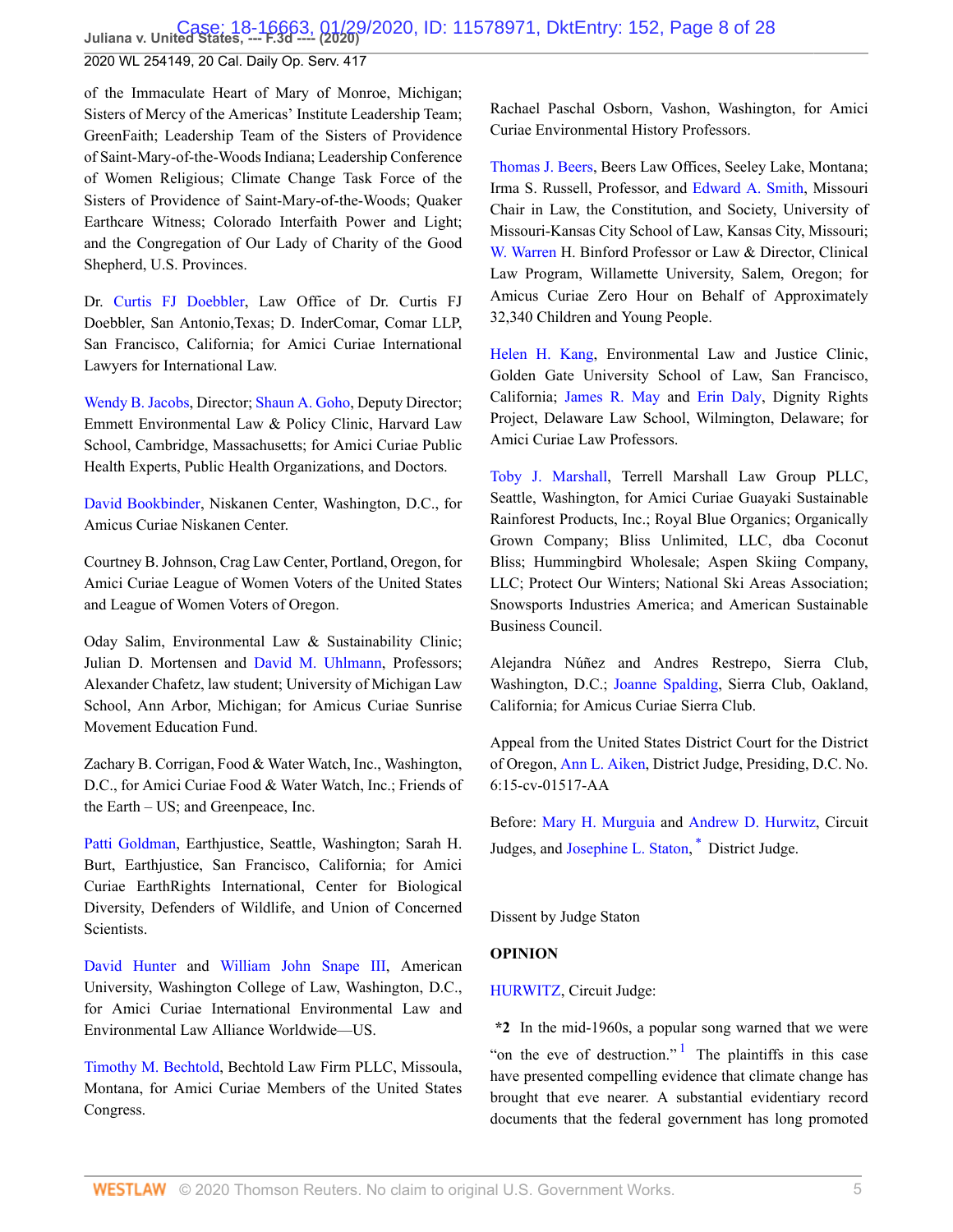of the Immaculate Heart of Mary of Monroe, Michigan; Sisters of Mercy of the Americas' Institute Leadership Team; GreenFaith; Leadership Team of the Sisters of Providence of Saint-Mary-of-the-Woods Indiana; Leadership Conference of Women Religious; Climate Change Task Force of the Sisters of Providence of Saint-Mary-of-the-Woods; Quaker Earthcare Witness; Colorado Interfaith Power and Light; and the Congregation of Our Lady of Charity of the Good Shepherd, U.S. Provinces.

Dr. Curtis FJ Doebbler, Law Office of Dr. Curtis FJ Doebbler, San Antonio,Texas; D. InderComar, Comar LLP, San Francisco, California; for Amici Curiae International Lawyers for International Law.

Wendy B. Jacobs, Director; Shaun A. Goho, Deputy Director; Emmett Environmental Law & Policy Clinic, Harvard Law School, Cambridge, Massachusetts; for Amici Curiae Public Health Experts, Public Health Organizations, and Doctors.

David Bookbinder, Niskanen Center, Washington, D.C., for Amicus Curiae Niskanen Center.

Courtney B. Johnson, Crag Law Center, Portland, Oregon, for Amici Curiae League of Women Voters of the United States and League of Women Voters of Oregon.

Oday Salim, Environmental Law & Sustainability Clinic; Julian D. Mortensen and David M. Uhlmann, Professors; Alexander Chafetz, law student; University of Michigan Law School, Ann Arbor, Michigan; for Amicus Curiae Sunrise Movement Education Fund.

Zachary B. Corrigan, Food & Water Watch, Inc., Washington, D.C., for Amici Curiae Food & Water Watch, Inc.; Friends of the Earth – US; and Greenpeace, Inc.

Patti Goldman, Earthjustice, Seattle, Washington; Sarah H. Burt, Earthjustice, San Francisco, California; for Amici Curiae EarthRights International, Center for Biological Diversity, Defenders of Wildlife, and Union of Concerned Scientists.

David Hunter and William John Snape III, American University, Washington College of Law, Washington, D.C., for Amici Curiae International Environmental Law and Environmental Law Alliance Worldwide—US.

Timothy M. Bechtold, Bechtold Law Firm PLLC, Missoula, Montana, for Amici Curiae Members of the United States Congress.

Rachael Paschal Osborn, Vashon, Washington, for Amici Curiae Environmental History Professors.

Thomas J. Beers, Beers Law Offices, Seeley Lake, Montana; Irma S. Russell, Professor, and Edward A. Smith, Missouri Chair in Law, the Constitution, and Society, University of Missouri-Kansas City School of Law, Kansas City, Missouri; W. Warren H. Binford Professor or Law & Director, Clinical Law Program, Willamette University, Salem, Oregon; for Amicus Curiae Zero Hour on Behalf of Approximately 32,340 Children and Young People.

Helen H. Kang, Environmental Law and Justice Clinic, Golden Gate University School of Law, San Francisco, California; James R. May and Erin Daly, Dignity Rights Project, Delaware Law School, Wilmington, Delaware; for Amici Curiae Law Professors.

Toby J. Marshall, Terrell Marshall Law Group PLLC, Seattle, Washington, for Amici Curiae Guayaki Sustainable Rainforest Products, Inc.; Royal Blue Organics; Organically Grown Company; Bliss Unlimited, LLC, dba Coconut Bliss; Hummingbird Wholesale; Aspen Skiing Company, LLC; Protect Our Winters; National Ski Areas Association; Snowsports Industries America; and American Sustainable Business Council.

Alejandra Núñez and Andres Restrepo, Sierra Club, Washington, D.C.; Joanne Spalding, Sierra Club, Oakland, California; for Amicus Curiae Sierra Club.

Appeal from the United States District Court for the District of Oregon, Ann L. Aiken, District Judge, Presiding, D.C. No. 6:15-cv-01517-AA

Before: Mary H. Murguia and Andrew D. Hurwitz, Circuit Judges, and Josephine L. Staton, [*] District Judge.

Dissent by Judge Staton

**OPINION**

HURWITZ, Circuit Judge:

**\*2** In the mid-1960s, a popular song warned that we were "on the eve of destruction."[1] The plaintiffs in this case have presented compelling evidence that climate change has brought that eve nearer. A substantial evidentiary record documents that the federal government has long promoted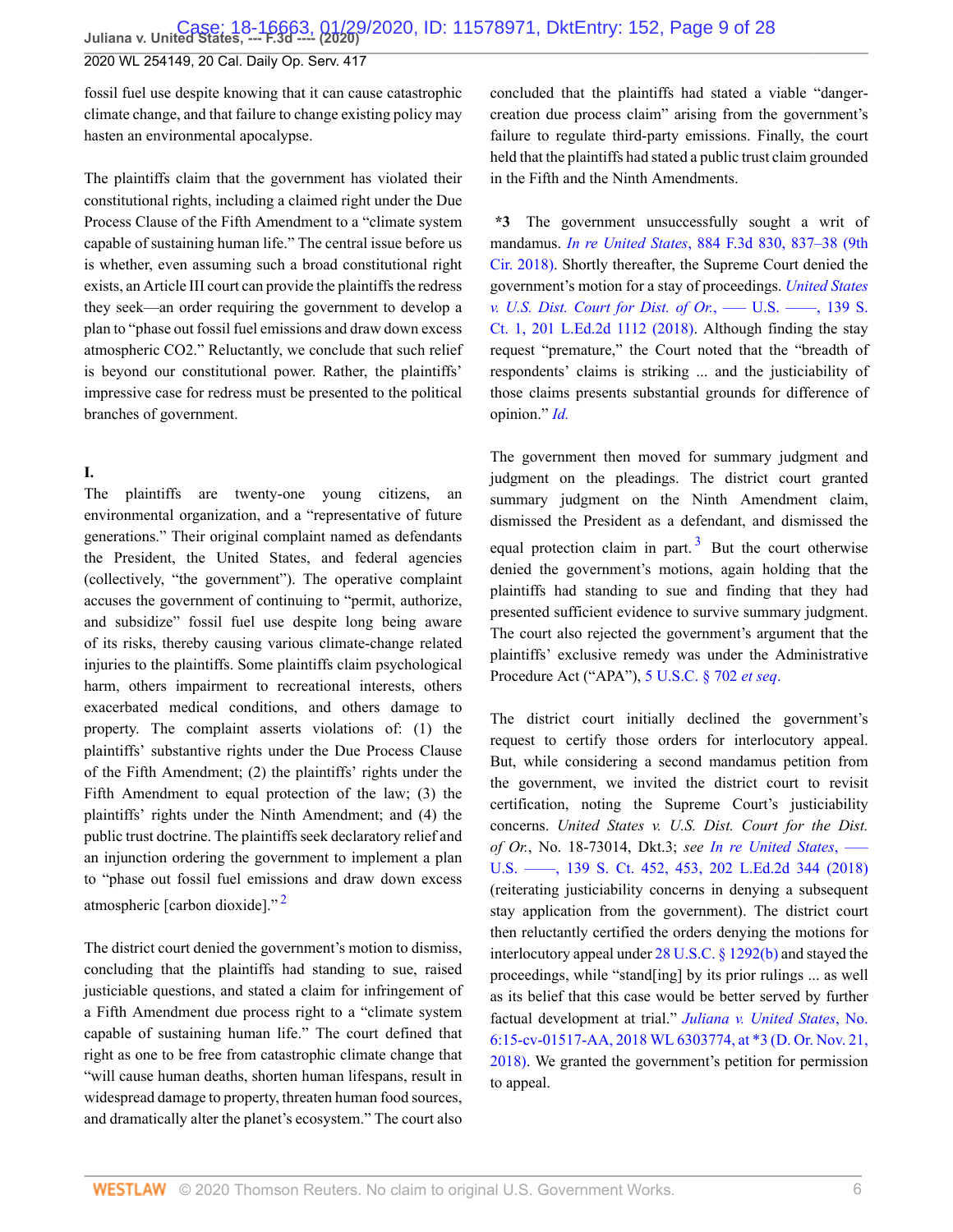fossil fuel use despite knowing that it can cause catastrophic climate change, and that failure to change existing policy may hasten an environmental apocalypse.

The plaintiffs claim that the government has violated their constitutional rights, including a claimed right under the Due Process Clause of the Fifth Amendment to a "climate system capable of sustaining human life." The central issue before us is whether, even assuming such a broad constitutional right exists, an Article III court can provide the plaintiffs the redress they seek—an order requiring the government to develop a plan to "phase out fossil fuel emissions and draw down excess atmospheric CO2." Reluctantly, we conclude that such relief is beyond our constitutional power. Rather, the plaintiffs' impressive case for redress must be presented to the political branches of government.

## I.

The plaintiffs are twenty-one young citizens, an environmental organization, and a "representative of future generations." Their original complaint named as defendants the President, the United States, and federal agencies (collectively, "the government"). The operative complaint accuses the government of continuing to "permit, authorize, and subsidize" fossil fuel use despite long being aware of its risks, thereby causing various climate-change related injuries to the plaintiffs. Some plaintiffs claim psychological harm, others impairment to recreational interests, others exacerbated medical conditions, and others damage to property. The complaint asserts violations of: (1) the plaintiffs' substantive rights under the Due Process Clause of the Fifth Amendment; (2) the plaintiffs' rights under the Fifth Amendment to equal protection of the law; (3) the plaintiffs' rights under the Ninth Amendment; and (4) the public trust doctrine. The plaintiffs seek declaratory relief and an injunction ordering the government to implement a plan to "phase out fossil fuel emissions and draw down excess atmospheric [carbon dioxide]." [2]

The district court denied the government's motion to dismiss, concluding that the plaintiffs had standing to sue, raised justiciable questions, and stated a claim for infringement of a Fifth Amendment due process right to a "climate system capable of sustaining human life." The court defined that right as one to be free from catastrophic climate change that "will cause human deaths, shorten human lifespans, result in widespread damage to property, threaten human food sources, and dramatically alter the planet's ecosystem." The court also concluded that the plaintiffs had stated a viable "danger-creation due process claim" arising from the government's failure to regulate third-party emissions. Finally, the court held that the plaintiffs had stated a public trust claim grounded in the Fifth and the Ninth Amendments.

**\*3** The government unsuccessfully sought a writ of mandamus. *In re United States*, 884 F.3d 830, 837–38 (9th Cir. 2018). Shortly thereafter, the Supreme Court denied the government's motion for a stay of proceedings. *United States v. U.S. Dist. Court for Dist. of Or.*, ––– U.S. ––––, 139 S. Ct. 1, 201 L.Ed.2d 1112 (2018). Although finding the stay request "premature," the Court noted that the "breadth of respondents' claims is striking ... and the justiciability of those claims presents substantial grounds for difference of opinion." *Id.*

The government then moved for summary judgment and judgment on the pleadings. The district court granted summary judgment on the Ninth Amendment claim, dismissed the President as a defendant, and dismissed the equal protection claim in part. [3] But the court otherwise denied the government's motions, again holding that the plaintiffs had standing to sue and finding that they had presented sufficient evidence to survive summary judgment. The court also rejected the government's argument that the plaintiffs' exclusive remedy was under the Administrative Procedure Act ("APA"), 5 U.S.C. § 702 *et seq*.

The district court initially declined the government's request to certify those orders for interlocutory appeal. But, while considering a second mandamus petition from the government, we invited the district court to revisit certification, noting the Supreme Court's justiciability concerns. *United States v. U.S. Dist. Court for the Dist. of Or.*, No. 18-73014, Dkt.3; *see In re United States*, ––– U.S. ––––, 139 S. Ct. 452, 453, 202 L.Ed.2d 344 (2018) (reiterating justiciability concerns in denying a subsequent stay application from the government). The district court then reluctantly certified the orders denying the motions for interlocutory appeal under 28 U.S.C. § 1292(b) and stayed the proceedings, while "stand[ing] by its prior rulings ... as well as its belief that this case would be better served by further factual development at trial." *Juliana v. United States*, No. 6:15-cv-01517-AA, 2018 WL 6303774, at \*3 (D. Or. Nov. 21, 2018). We granted the government's petition for permission to appeal.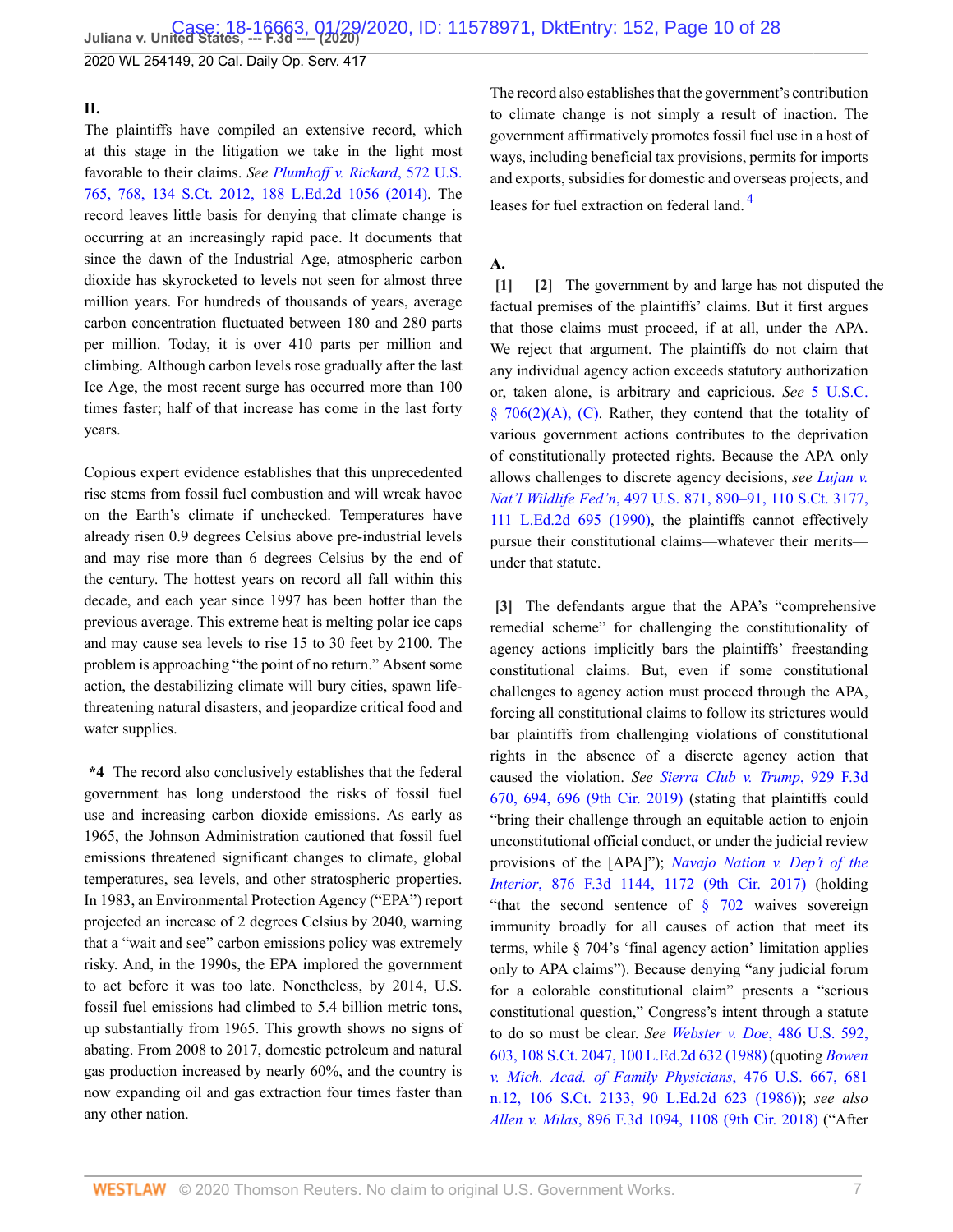## II.

The plaintiffs have compiled an extensive record, which at this stage in the litigation we take in the light most favorable to their claims. *See Plumhoff v. Rickard*, 572 U.S. 765, 768, 134 S.Ct. 2012, 188 L.Ed.2d 1056 (2014). The record leaves little basis for denying that climate change is occurring at an increasingly rapid pace. It documents that since the dawn of the Industrial Age, atmospheric carbon dioxide has skyrocketed to levels not seen for almost three million years. For hundreds of thousands of years, average carbon concentration fluctuated between 180 and 280 parts per million. Today, it is over 410 parts per million and climbing. Although carbon levels rose gradually after the last Ice Age, the most recent surge has occurred more than 100 times faster; half of that increase has come in the last forty years.

Copious expert evidence establishes that this unprecedented rise stems from fossil fuel combustion and will wreak havoc on the Earth's climate if unchecked. Temperatures have already risen 0.9 degrees Celsius above pre-industrial levels and may rise more than 6 degrees Celsius by the end of the century. The hottest years on record all fall within this decade, and each year since 1997 has been hotter than the previous average. This extreme heat is melting polar ice caps and may cause sea levels to rise 15 to 30 feet by 2100. The problem is approaching "the point of no return." Absent some action, the destabilizing climate will bury cities, spawn life-threatening natural disasters, and jeopardize critical food and water supplies.

**\*4** The record also conclusively establishes that the federal government has long understood the risks of fossil fuel use and increasing carbon dioxide emissions. As early as 1965, the Johnson Administration cautioned that fossil fuel emissions threatened significant changes to climate, global temperatures, sea levels, and other stratospheric properties. In 1983, an Environmental Protection Agency ("EPA") report projected an increase of 2 degrees Celsius by 2040, warning that a "wait and see" carbon emissions policy was extremely risky. And, in the 1990s, the EPA implored the government to act before it was too late. Nonetheless, by 2014, U.S. fossil fuel emissions had climbed to 5.4 billion metric tons, up substantially from 1965. This growth shows no signs of abating. From 2008 to 2017, domestic petroleum and natural gas production increased by nearly 60%, and the country is now expanding oil and gas extraction four times faster than any other nation.

The record also establishes that the government's contribution to climate change is not simply a result of inaction. The government affirmatively promotes fossil fuel use in a host of ways, including beneficial tax provisions, permits for imports and exports, subsidies for domestic and overseas projects, and leases for fuel extraction on federal land. [4]

### A.

**[1] [2]** The government by and large has not disputed the factual premises of the plaintiffs' claims. But it first argues that those claims must proceed, if at all, under the APA. We reject that argument. The plaintiffs do not claim that any individual agency action exceeds statutory authorization or, taken alone, is arbitrary and capricious. *See* 5 U.S.C. § 706(2)(A), (C). Rather, they contend that the totality of various government actions contributes to the deprivation of constitutionally protected rights. Because the APA only allows challenges to discrete agency decisions, *see Lujan v. Nat'l Wildlife Fed'n*, 497 U.S. 871, 890–91, 110 S.Ct. 3177, 111 L.Ed.2d 695 (1990), the plaintiffs cannot effectively pursue their constitutional claims—whatever their merits—under that statute.

**[3]** The defendants argue that the APA's "comprehensive remedial scheme" for challenging the constitutionality of agency actions implicitly bars the plaintiffs' freestanding constitutional claims. But, even if some constitutional challenges to agency action must proceed through the APA, forcing all constitutional claims to follow its strictures would bar plaintiffs from challenging violations of constitutional rights in the absence of a discrete agency action that caused the violation. *See Sierra Club v. Trump*, 929 F.3d 670, 694, 696 (9th Cir. 2019) (stating that plaintiffs could "bring their challenge through an equitable action to enjoin unconstitutional official conduct, or under the judicial review provisions of the [APA]"); *Navajo Nation v. Dep't of the Interior*, 876 F.3d 1144, 1172 (9th Cir. 2017) (holding "that the second sentence of § 702 waives sovereign immunity broadly for all causes of action that meet its terms, while § 704's 'final agency action' limitation applies only to APA claims"). Because denying "any judicial forum for a colorable constitutional claim" presents a "serious constitutional question," Congress's intent through a statute to do so must be clear. *See Webster v. Doe*, 486 U.S. 592, 603, 108 S.Ct. 2047, 100 L.Ed.2d 632 (1988) (quoting *Bowen v. Mich. Acad. of Family Physicians*, 476 U.S. 667, 681 n.12, 106 S.Ct. 2133, 90 L.Ed.2d 623 (1986)); *see also Allen v. Milas*, 896 F.3d 1094, 1108 (9th Cir. 2018) ("After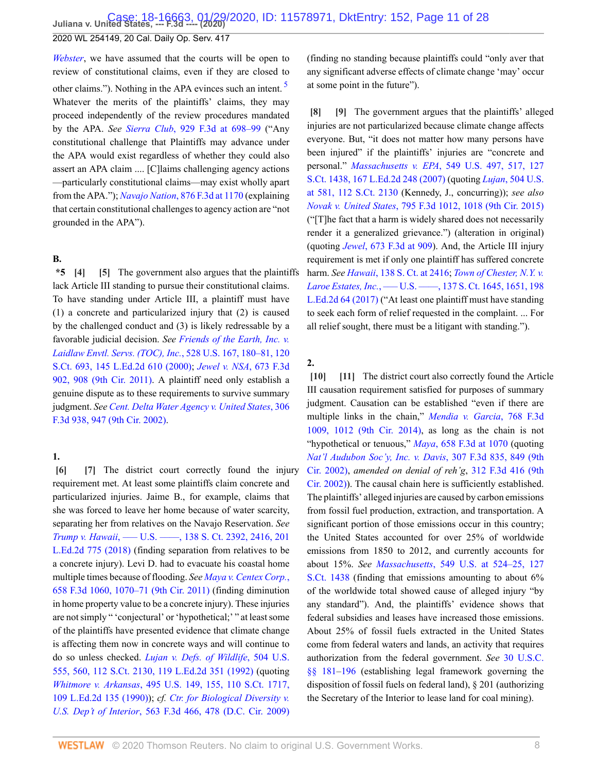*Webster*, we have assumed that the courts will be open to review of constitutional claims, even if they are closed to other claims."). Nothing in the APA evinces such an intent.[5] Whatever the merits of the plaintiffs' claims, they may proceed independently of the review procedures mandated by the APA. *See Sierra Club*, 929 F.3d at 698–99 ("Any constitutional challenge that Plaintiffs may advance under the APA would exist regardless of whether they could also assert an APA claim .... [C]laims challenging agency actions—particularly constitutional claims—may exist wholly apart from the APA."); *Navajo Nation*, 876 F.3d at 1170 (explaining that certain constitutional challenges to agency action are "not grounded in the APA").

**B.**

**\*5** **[4]** **[5]** The government also argues that the plaintiffs lack Article III standing to pursue their constitutional claims. To have standing under Article III, a plaintiff must have (1) a concrete and particularized injury that (2) is caused by the challenged conduct and (3) is likely redressable by a favorable judicial decision. *See Friends of the Earth, Inc. v. Laidlaw Envtl. Servs. (TOC), Inc.*, 528 U.S. 167, 180–81, 120 S.Ct. 693, 145 L.Ed.2d 610 (2000); *Jewel v. NSA*, 673 F.3d 902, 908 (9th Cir. 2011). A plaintiff need only establish a genuine dispute as to these requirements to survive summary judgment. *See Cent. Delta Water Agency v. United States*, 306 F.3d 938, 947 (9th Cir. 2002).

**1.**

**[6]** **[7]** The district court correctly found the injury requirement met. At least some plaintiffs claim concrete and particularized injuries. Jaime B., for example, claims that she was forced to leave her home because of water scarcity, separating her from relatives on the Navajo Reservation. *See Trump v. Hawaii*, ––– U.S. ––––, 138 S. Ct. 2392, 2416, 201 L.Ed.2d 775 (2018) (finding separation from relatives to be a concrete injury). Levi D. had to evacuate his coastal home multiple times because of flooding. *See Maya v. Centex Corp.*, 658 F.3d 1060, 1070–71 (9th Cir. 2011) (finding diminution in home property value to be a concrete injury). These injuries are not simply " 'conjectural' or 'hypothetical;' " at least some of the plaintiffs have presented evidence that climate change is affecting them now in concrete ways and will continue to do so unless checked. *Lujan v. Defs. of Wildlife*, 504 U.S. 555, 560, 112 S.Ct. 2130, 119 L.Ed.2d 351 (1992) (quoting *Whitmore v. Arkansas*, 495 U.S. 149, 155, 110 S.Ct. 1717, 109 L.Ed.2d 135 (1990)); *cf. Ctr. for Biological Diversity v. U.S. Dep't of Interior*, 563 F.3d 466, 478 (D.C. Cir. 2009) (finding no standing because plaintiffs could "only aver that any significant adverse effects of climate change 'may' occur at some point in the future").

**[8]** **[9]** The government argues that the plaintiffs' alleged injuries are not particularized because climate change affects everyone. But, "it does not matter how many persons have been injured" if the plaintiffs' injuries are "concrete and personal." *Massachusetts v. EPA*, 549 U.S. 497, 517, 127 S.Ct. 1438, 167 L.Ed.2d 248 (2007) (quoting *Lujan*, 504 U.S. at 581, 112 S.Ct. 2130 (Kennedy, J., concurring)); *see also Novak v. United States*, 795 F.3d 1012, 1018 (9th Cir. 2015) ("[T]he fact that a harm is widely shared does not necessarily render it a generalized grievance.") (alteration in original) (quoting *Jewel*, 673 F.3d at 909). And, the Article III injury requirement is met if only one plaintiff has suffered concrete harm. *See Hawaii*, 138 S. Ct. at 2416; *Town of Chester, N.Y. v. Laroe Estates, Inc.*, ––– U.S. ––––, 137 S. Ct. 1645, 1651, 198 L.Ed.2d 64 (2017) ("At least one plaintiff must have standing to seek each form of relief requested in the complaint. ... For all relief sought, there must be a litigant with standing.").

**2.**

**[10]** **[11]** The district court also correctly found the Article III causation requirement satisfied for purposes of summary judgment. Causation can be established "even if there are multiple links in the chain," *Mendia v. Garcia*, 768 F.3d 1009, 1012 (9th Cir. 2014), as long as the chain is not "hypothetical or tenuous," *Maya*, 658 F.3d at 1070 (quoting *Nat'l Audubon Soc'y, Inc. v. Davis*, 307 F.3d 835, 849 (9th Cir. 2002), *amended on denial of reh'g*, 312 F.3d 416 (9th Cir. 2002)). The causal chain here is sufficiently established. The plaintiffs' alleged injuries are caused by carbon emissions from fossil fuel production, extraction, and transportation. A significant portion of those emissions occur in this country; the United States accounted for over 25% of worldwide emissions from 1850 to 2012, and currently accounts for about 15%. *See Massachusetts*, 549 U.S. at 524–25, 127 S.Ct. 1438 (finding that emissions amounting to about 6% of the worldwide total showed cause of alleged injury "by any standard"). And, the plaintiffs' evidence shows that federal subsidies and leases have increased those emissions. About 25% of fossil fuels extracted in the United States come from federal waters and lands, an activity that requires authorization from the federal government. *See* 30 U.S.C. §§ 181–196 (establishing legal framework governing the disposition of fossil fuels on federal land), § 201 (authorizing the Secretary of the Interior to lease land for coal mining).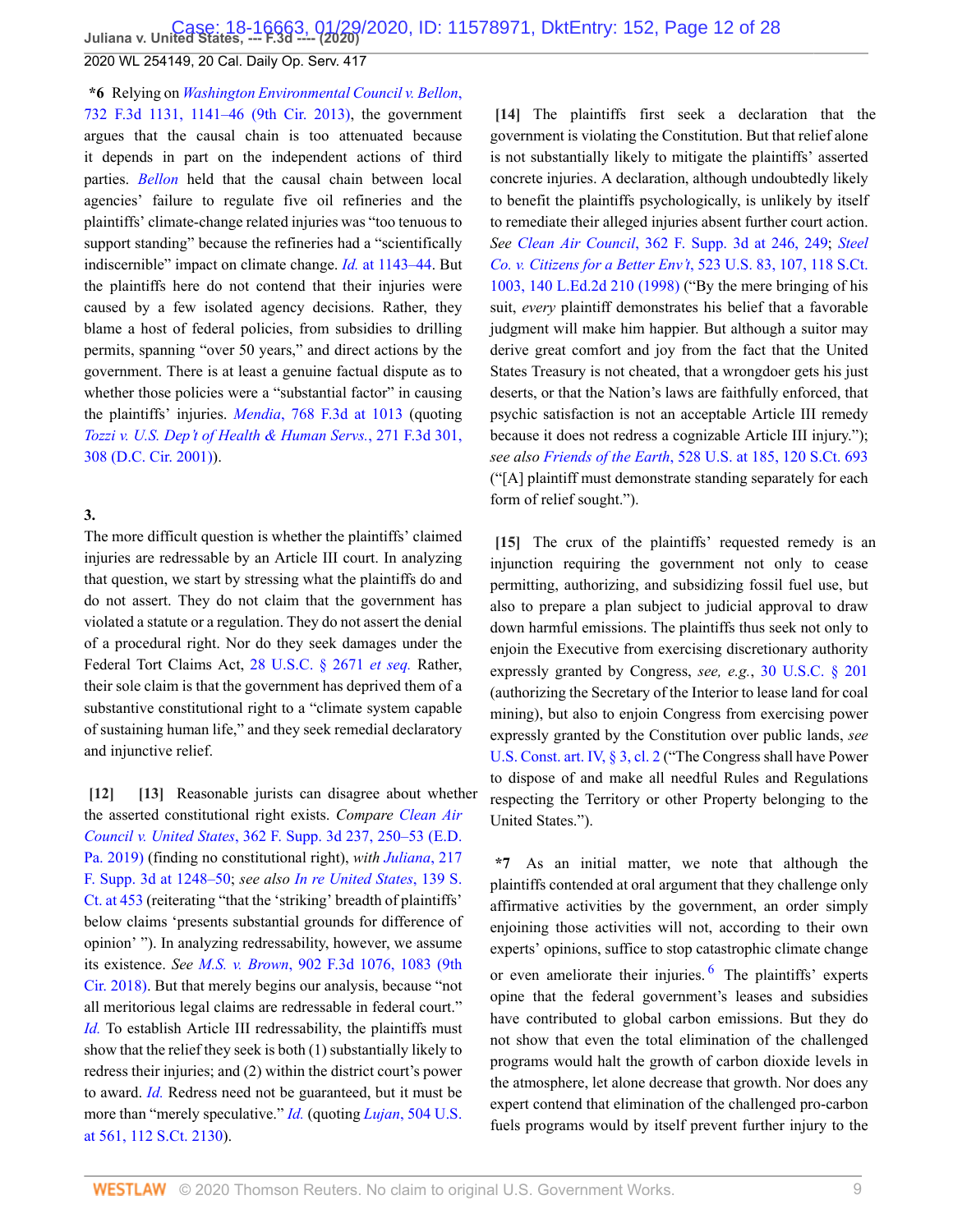**\*6** Relying on *Washington Environmental Council v. Bellon*, 732 F.3d 1131, 1141–46 (9th Cir. 2013), the government argues that the causal chain is too attenuated because it depends in part on the independent actions of third parties. *Bellon* held that the causal chain between local agencies' failure to regulate five oil refineries and the plaintiffs' climate-change related injuries was "too tenuous to support standing" because the refineries had a "scientifically indiscernible" impact on climate change. *Id.* at 1143–44. But the plaintiffs here do not contend that their injuries were caused by a few isolated agency decisions. Rather, they blame a host of federal policies, from subsidies to drilling permits, spanning "over 50 years," and direct actions by the government. There is at least a genuine factual dispute as to whether those policies were a "substantial factor" in causing the plaintiffs' injuries. *Mendia*, 768 F.3d at 1013 (quoting *Tozzi v. U.S. Dep't of Health & Human Servs.*, 271 F.3d 301, 308 (D.C. Cir. 2001)).

### 3.

The more difficult question is whether the plaintiffs' claimed injuries are redressable by an Article III court. In analyzing that question, we start by stressing what the plaintiffs do and do not assert. They do not claim that the government has violated a statute or a regulation. They do not assert the denial of a procedural right. Nor do they seek damages under the Federal Tort Claims Act, 28 U.S.C. § 2671 *et seq.* Rather, their sole claim is that the government has deprived them of a substantive constitutional right to a "climate system capable of sustaining human life," and they seek remedial declaratory and injunctive relief.

**[12] [13]** Reasonable jurists can disagree about whether the asserted constitutional right exists. *Compare Clean Air Council v. United States*, 362 F. Supp. 3d 237, 250–53 (E.D. Pa. 2019) (finding no constitutional right), *with Juliana*, 217 F. Supp. 3d at 1248–50; *see also In re United States*, 139 S. Ct. at 453 (reiterating "that the 'striking' breadth of plaintiffs' below claims 'presents substantial grounds for difference of opinion' "). In analyzing redressability, however, we assume its existence. *See M.S. v. Brown*, 902 F.3d 1076, 1083 (9th Cir. 2018). But that merely begins our analysis, because "not all meritorious legal claims are redressable in federal court." *Id.* To establish Article III redressability, the plaintiffs must show that the relief they seek is both (1) substantially likely to redress their injuries; and (2) within the district court's power to award. *Id.* Redress need not be guaranteed, but it must be more than "merely speculative." *Id.* (quoting *Lujan*, 504 U.S. at 561, 112 S.Ct. 2130).

**[14]** The plaintiffs first seek a declaration that the government is violating the Constitution. But that relief alone is not substantially likely to mitigate the plaintiffs' asserted concrete injuries. A declaration, although undoubtedly likely to benefit the plaintiffs psychologically, is unlikely by itself to remediate their alleged injuries absent further court action. *See Clean Air Council*, 362 F. Supp. 3d at 246, 249; *Steel Co. v. Citizens for a Better Env't*, 523 U.S. 83, 107, 118 S.Ct. 1003, 140 L.Ed.2d 210 (1998) ("By the mere bringing of his suit, *every* plaintiff demonstrates his belief that a favorable judgment will make him happier. But although a suitor may derive great comfort and joy from the fact that the United States Treasury is not cheated, that a wrongdoer gets his just deserts, or that the Nation's laws are faithfully enforced, that psychic satisfaction is not an acceptable Article III remedy because it does not redress a cognizable Article III injury."); *see also Friends of the Earth*, 528 U.S. at 185, 120 S.Ct. 693 ("[A] plaintiff must demonstrate standing separately for each form of relief sought.").

**[15]** The crux of the plaintiffs' requested remedy is an injunction requiring the government not only to cease permitting, authorizing, and subsidizing fossil fuel use, but also to prepare a plan subject to judicial approval to draw down harmful emissions. The plaintiffs thus seek not only to enjoin the Executive from exercising discretionary authority expressly granted by Congress, *see, e.g.*, 30 U.S.C. § 201 (authorizing the Secretary of the Interior to lease land for coal mining), but also to enjoin Congress from exercising power expressly granted by the Constitution over public lands, *see* U.S. Const. art. IV, § 3, cl. 2 ("The Congress shall have Power to dispose of and make all needful Rules and Regulations respecting the Territory or other Property belonging to the United States.").

**\*7** As an initial matter, we note that although the plaintiffs contended at oral argument that they challenge only affirmative activities by the government, an order simply enjoining those activities will not, according to their own experts' opinions, suffice to stop catastrophic climate change or even ameliorate their injuries.[6] The plaintiffs' experts opine that the federal government's leases and subsidies have contributed to global carbon emissions. But they do not show that even the total elimination of the challenged programs would halt the growth of carbon dioxide levels in the atmosphere, let alone decrease that growth. Nor does any expert contend that elimination of the challenged pro-carbon fuels programs would by itself prevent further injury to the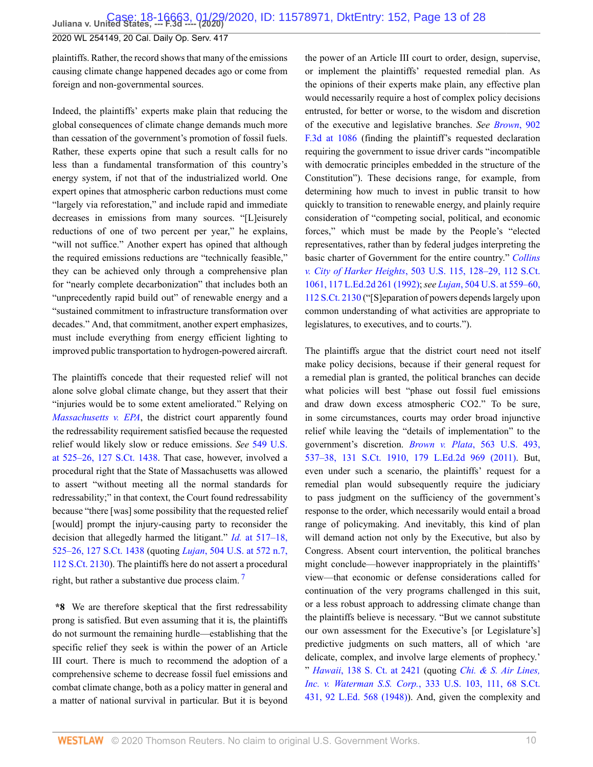plaintiffs. Rather, the record shows that many of the emissions causing climate change happened decades ago or come from foreign and non-governmental sources.

Indeed, the plaintiffs' experts make plain that reducing the global consequences of climate change demands much more than cessation of the government's promotion of fossil fuels. Rather, these experts opine that such a result calls for no less than a fundamental transformation of this country's energy system, if not that of the industrialized world. One expert opines that atmospheric carbon reductions must come "largely via reforestation," and include rapid and immediate decreases in emissions from many sources. "[L]eisurely reductions of one of two percent per year," he explains, "will not suffice." Another expert has opined that although the required emissions reductions are "technically feasible," they can be achieved only through a comprehensive plan for "nearly complete decarbonization" that includes both an "unprecedently rapid build out" of renewable energy and a "sustained commitment to infrastructure transformation over decades." And, that commitment, another expert emphasizes, must include everything from energy efficient lighting to improved public transportation to hydrogen-powered aircraft.

The plaintiffs concede that their requested relief will not alone solve global climate change, but they assert that their "injuries would be to some extent ameliorated." Relying on *Massachusetts v. EPA*, the district court apparently found the redressability requirement satisfied because the requested relief would likely slow or reduce emissions. *See* 549 U.S. at 525–26, 127 S.Ct. 1438. That case, however, involved a procedural right that the State of Massachusetts was allowed to assert "without meeting all the normal standards for redressability;" in that context, the Court found redressability because "there [was] some possibility that the requested relief [would] prompt the injury-causing party to reconsider the decision that allegedly harmed the litigant." *Id.* at 517–18, 525–26, 127 S.Ct. 1438 (quoting *Lujan*, 504 U.S. at 572 n.7, 112 S.Ct. 2130). The plaintiffs here do not assert a procedural right, but rather a substantive due process claim. [7]

**\*8** We are therefore skeptical that the first redressability prong is satisfied. But even assuming that it is, the plaintiffs do not surmount the remaining hurdle—establishing that the specific relief they seek is within the power of an Article III court. There is much to recommend the adoption of a comprehensive scheme to decrease fossil fuel emissions and combat climate change, both as a policy matter in general and a matter of national survival in particular. But it is beyond the power of an Article III court to order, design, supervise, or implement the plaintiffs' requested remedial plan. As the opinions of their experts make plain, any effective plan would necessarily require a host of complex policy decisions entrusted, for better or worse, to the wisdom and discretion of the executive and legislative branches. *See Brown*, 902 F.3d at 1086 (finding the plaintiff's requested declaration requiring the government to issue driver cards "incompatible with democratic principles embedded in the structure of the Constitution"). These decisions range, for example, from determining how much to invest in public transit to how quickly to transition to renewable energy, and plainly require consideration of "competing social, political, and economic forces," which must be made by the People's "elected representatives, rather than by federal judges interpreting the basic charter of Government for the entire country." *Collins v. City of Harker Heights*, 503 U.S. 115, 128–29, 112 S.Ct. 1061, 117 L.Ed.2d 261 (1992); *see Lujan*, 504 U.S. at 559–60, 112 S.Ct. 2130 ("[S]eparation of powers depends largely upon common understanding of what activities are appropriate to legislatures, to executives, and to courts.").

The plaintiffs argue that the district court need not itself make policy decisions, because if their general request for a remedial plan is granted, the political branches can decide what policies will best "phase out fossil fuel emissions and draw down excess atmospheric CO2." To be sure, in some circumstances, courts may order broad injunctive relief while leaving the "details of implementation" to the government's discretion. *Brown v. Plata*, 563 U.S. 493, 537–38, 131 S.Ct. 1910, 179 L.Ed.2d 969 (2011). But, even under such a scenario, the plaintiffs' request for a remedial plan would subsequently require the judiciary to pass judgment on the sufficiency of the government's response to the order, which necessarily would entail a broad range of policymaking. And inevitably, this kind of plan will demand action not only by the Executive, but also by Congress. Absent court intervention, the political branches might conclude—however inappropriately in the plaintiffs' view—that economic or defense considerations called for continuation of the very programs challenged in this suit, or a less robust approach to addressing climate change than the plaintiffs believe is necessary. "But we cannot substitute our own assessment for the Executive's [or Legislature's] predictive judgments on such matters, all of which 'are delicate, complex, and involve large elements of prophecy.' " *Hawaii*, 138 S. Ct. at 2421 (quoting *Chi. & S. Air Lines, Inc. v. Waterman S.S. Corp.*, 333 U.S. 103, 111, 68 S.Ct. 431, 92 L.Ed. 568 (1948)). And, given the complexity and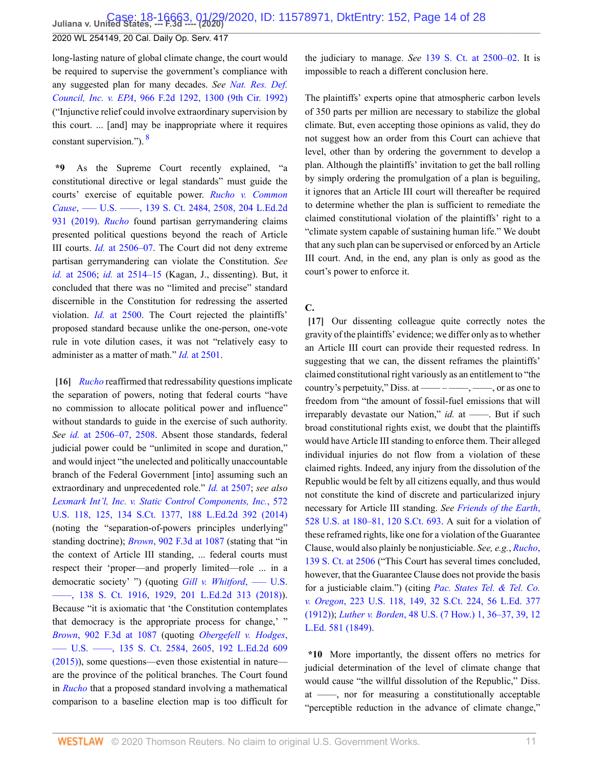long-lasting nature of global climate change, the court would be required to supervise the government's compliance with any suggested plan for many decades. *See Nat. Res. Def. Council, Inc. v. EPA*, 966 F.2d 1292, 1300 (9th Cir. 1992) ("Injunctive relief could involve extraordinary supervision by this court. ... [and] may be inappropriate where it requires constant supervision.").[8]

**\*9** As the Supreme Court recently explained, "a constitutional directive or legal standards" must guide the courts' exercise of equitable power. *Rucho v. Common Cause*, ––– U.S. ––––, 139 S. Ct. 2484, 2508, 204 L.Ed.2d 931 (2019). *Rucho* found partisan gerrymandering claims presented political questions beyond the reach of Article III courts. *Id.* at 2506–07. The Court did not deny extreme partisan gerrymandering can violate the Constitution. *See id.* at 2506; *id.* at 2514–15 (Kagan, J., dissenting). But, it concluded that there was no "limited and precise" standard discernible in the Constitution for redressing the asserted violation. *Id.* at 2500. The Court rejected the plaintiffs' proposed standard because unlike the one-person, one-vote rule in vote dilution cases, it was not "relatively easy to administer as a matter of math." *Id.* at 2501.

**[16]** *Rucho* reaffirmed that redressability questions implicate the separation of powers, noting that federal courts "have no commission to allocate political power and influence" without standards to guide in the exercise of such authority. *See id.* at 2506–07, 2508. Absent those standards, federal judicial power could be "unlimited in scope and duration," and would inject "the unelected and politically unaccountable branch of the Federal Government [into] assuming such an extraordinary and unprecedented role." *Id.* at 2507; *see also Lexmark Int'l, Inc. v. Static Control Components, Inc.*, 572 U.S. 118, 125, 134 S.Ct. 1377, 188 L.Ed.2d 392 (2014) (noting the "separation-of-powers principles underlying" standing doctrine); *Brown*, 902 F.3d at 1087 (stating that "in the context of Article III standing, ... federal courts must respect their 'proper—and properly limited—role ... in a democratic society' ") (quoting *Gill v. Whitford*, ––– U.S. ––––, 138 S. Ct. 1916, 1929, 201 L.Ed.2d 313 (2018)). Because "it is axiomatic that 'the Constitution contemplates that democracy is the appropriate process for change,' " *Brown*, 902 F.3d at 1087 (quoting *Obergefell v. Hodges*, ––– U.S. ––––, 135 S. Ct. 2584, 2605, 192 L.Ed.2d 609 (2015)), some questions—even those existential in nature—are the province of the political branches. The Court found in *Rucho* that a proposed standard involving a mathematical comparison to a baseline election map is too difficult for the judiciary to manage. *See* 139 S. Ct. at 2500–02. It is impossible to reach a different conclusion here.

The plaintiffs' experts opine that atmospheric carbon levels of 350 parts per million are necessary to stabilize the global climate. But, even accepting those opinions as valid, they do not suggest how an order from this Court can achieve that level, other than by ordering the government to develop a plan. Although the plaintiffs' invitation to get the ball rolling by simply ordering the promulgation of a plan is beguiling, it ignores that an Article III court will thereafter be required to determine whether the plan is sufficient to remediate the claimed constitutional violation of the plaintiffs' right to a "climate system capable of sustaining human life." We doubt that any such plan can be supervised or enforced by an Article III court. And, in the end, any plan is only as good as the court's power to enforce it.

### C.

**[17]** Our dissenting colleague quite correctly notes the gravity of the plaintiffs' evidence; we differ only as to whether an Article III court can provide their requested redress. In suggesting that we can, the dissent reframes the plaintiffs' claimed constitutional right variously as an entitlement to "the country's perpetuity," Diss. at –––– – ––––, ––––, or as one to freedom from "the amount of fossil-fuel emissions that will irreparably devastate our Nation," *id.* at ––––. But if such broad constitutional rights exist, we doubt that the plaintiffs would have Article III standing to enforce them. Their alleged individual injuries do not flow from a violation of these claimed rights. Indeed, any injury from the dissolution of the Republic would be felt by all citizens equally, and thus would not constitute the kind of discrete and particularized injury necessary for Article III standing. *See Friends of the Earth*, 528 U.S. at 180–81, 120 S.Ct. 693. A suit for a violation of these reframed rights, like one for a violation of the Guarantee Clause, would also plainly be nonjusticiable. *See, e.g.*, *Rucho*, 139 S. Ct. at 2506 ("This Court has several times concluded, however, that the Guarantee Clause does not provide the basis for a justiciable claim.") (citing *Pac. States Tel. & Tel. Co. v. Oregon*, 223 U.S. 118, 149, 32 S.Ct. 224, 56 L.Ed. 377 (1912)); *Luther v. Borden*, 48 U.S. (7 How.) 1, 36–37, 39, 12 L.Ed. 581 (1849).

**\*10** More importantly, the dissent offers no metrics for judicial determination of the level of climate change that would cause "the willful dissolution of the Republic," Diss. at ––––, nor for measuring a constitutionally acceptable "perceptible reduction in the advance of climate change,"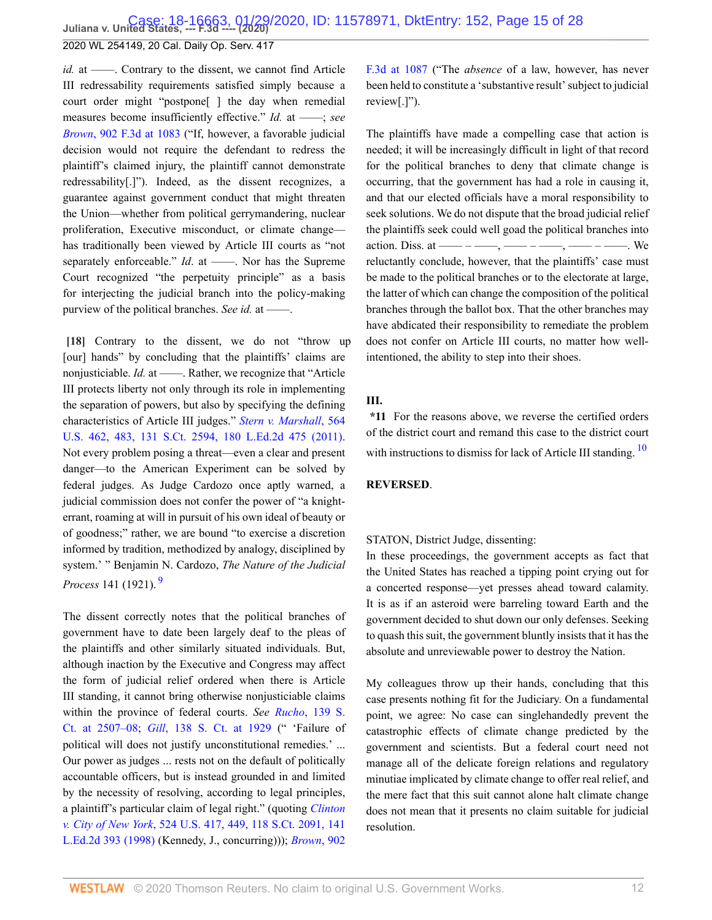*id.* at ——. Contrary to the dissent, we cannot find Article III redressability requirements satisfied simply because a court order might "postpone[ ] the day when remedial measures become insufficiently effective." *Id.* at ——; *see* *Brown*, 902 F.3d at 1083 ("If, however, a favorable judicial decision would not require the defendant to redress the plaintiff's claimed injury, the plaintiff cannot demonstrate redressability[.]"). Indeed, as the dissent recognizes, a guarantee against government conduct that might threaten the Union—whether from political gerrymandering, nuclear proliferation, Executive misconduct, or climate change—has traditionally been viewed by Article III courts as "not separately enforceable." *Id.* at ——. Nor has the Supreme Court recognized "the perpetuity principle" as a basis for interjecting the judicial branch into the policy-making purview of the political branches. *See id.* at ——.

**[18]** Contrary to the dissent, we do not "throw up [our] hands" by concluding that the plaintiffs' claims are nonjusticiable. *Id.* at ——. Rather, we recognize that "Article III protects liberty not only through its role in implementing the separation of powers, but also by specifying the defining characteristics of Article III judges." *Stern v. Marshall*, 564 U.S. 462, 483, 131 S.Ct. 2594, 180 L.Ed.2d 475 (2011). Not every problem posing a threat—even a clear and present danger—to the American Experiment can be solved by federal judges. As Judge Cardozo once aptly warned, a judicial commission does not confer the power of "a knight-errant, roaming at will in pursuit of his own ideal of beauty or of goodness;" rather, we are bound "to exercise a discretion informed by tradition, methodized by analogy, disciplined by system.' " Benjamin N. Cardozo, *The Nature of the Judicial Process* 141 (1921).[9]

The dissent correctly notes that the political branches of government have to date been largely deaf to the pleas of the plaintiffs and other similarly situated individuals. But, although inaction by the Executive and Congress may affect the form of judicial relief ordered when there is Article III standing, it cannot bring otherwise nonjusticiable claims within the province of federal courts. *See* *Rucho*, 139 S. Ct. at 2507–08; *Gill*, 138 S. Ct. at 1929 (" 'Failure of political will does not justify unconstitutional remedies.' ... Our power as judges ... rests not on the default of politically accountable officers, but is instead grounded in and limited by the necessity of resolving, according to legal principles, a plaintiff's particular claim of legal right." (quoting *Clinton v. City of New York*, 524 U.S. 417, 449, 118 S.Ct. 2091, 141 L.Ed.2d 393 (1998) (Kennedy, J., concurring))); *Brown*, 902 F.3d at 1087 ("The *absence* of a law, however, has never been held to constitute a 'substantive result' subject to judicial review[.]").

The plaintiffs have made a compelling case that action is needed; it will be increasingly difficult in light of that record for the political branches to deny that climate change is occurring, that the government has had a role in causing it, and that our elected officials have a moral responsibility to seek solutions. We do not dispute that the broad judicial relief the plaintiffs seek could well goad the political branches into action. Diss. at —— – ——, —— – ——, —— – ——. We reluctantly conclude, however, that the plaintiffs' case must be made to the political branches or to the electorate at large, the latter of which can change the composition of the political branches through the ballot box. That the other branches may have abdicated their responsibility to remediate the problem does not confer on Article III courts, no matter how well-intentioned, the ability to step into their shoes.

## III.

**\*11** For the reasons above, we reverse the certified orders of the district court and remand this case to the district court with instructions to dismiss for lack of Article III standing.[10]

**REVERSED**.

STATON, District Judge, dissenting:

In these proceedings, the government accepts as fact that the United States has reached a tipping point crying out for a concerted response—yet presses ahead toward calamity. It is as if an asteroid were barreling toward Earth and the government decided to shut down our only defenses. Seeking to quash this suit, the government bluntly insists that it has the absolute and unreviewable power to destroy the Nation.

My colleagues throw up their hands, concluding that this case presents nothing fit for the Judiciary. On a fundamental point, we agree: No case can singlehandedly prevent the catastrophic effects of climate change predicted by the government and scientists. But a federal court need not manage all of the delicate foreign relations and regulatory minutiae implicated by climate change to offer real relief, and the mere fact that this suit cannot alone halt climate change does not mean that it presents no claim suitable for judicial resolution.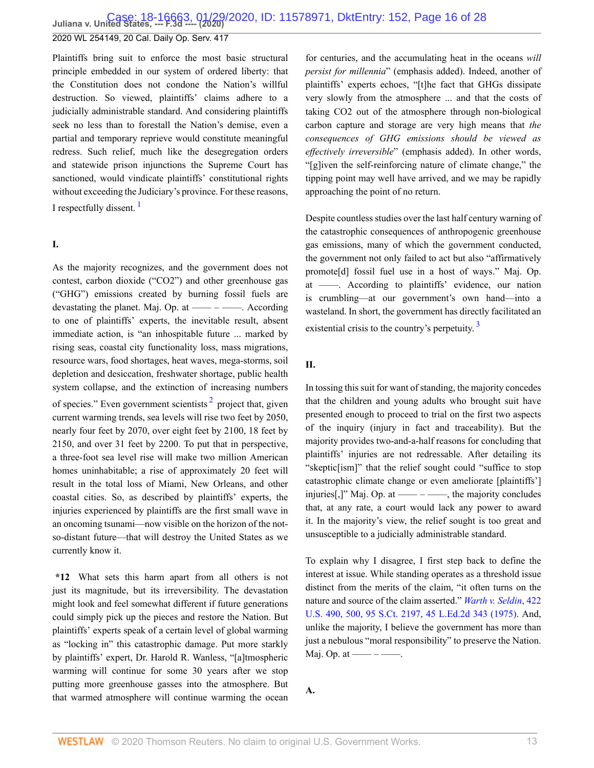Plaintiffs bring suit to enforce the most basic structural principle embedded in our system of ordered liberty: that the Constitution does not condone the Nation's willful destruction. So viewed, plaintiffs' claims adhere to a judicially administrable standard. And considering plaintiffs seek no less than to forestall the Nation's demise, even a partial and temporary reprieve would constitute meaningful redress. Such relief, much like the desegregation orders and statewide prison injunctions the Supreme Court has sanctioned, would vindicate plaintiffs' constitutional rights without exceeding the Judiciary's province. For these reasons, I respectfully dissent. [1]

## I.

As the majority recognizes, and the government does not contest, carbon dioxide ("CO2") and other greenhouse gas ("GHG") emissions created by burning fossil fuels are devastating the planet. Maj. Op. at ––––  – ––––. According to one of plaintiffs' experts, the inevitable result, absent immediate action, is "an inhospitable future ... marked by rising seas, coastal city functionality loss, mass migrations, resource wars, food shortages, heat waves, mega-storms, soil depletion and desiccation, freshwater shortage, public health system collapse, and the extinction of increasing numbers of species." Even government scientists [2] project that, given current warming trends, sea levels will rise two feet by 2050, nearly four feet by 2070, over eight feet by 2100, 18 feet by 2150, and over 31 feet by 2200. To put that in perspective, a three-foot sea level rise will make two million American homes uninhabitable; a rise of approximately 20 feet will result in the total loss of Miami, New Orleans, and other coastal cities. So, as described by plaintiffs' experts, the injuries experienced by plaintiffs are the first small wave in an oncoming tsunami—now visible on the horizon of the not-so-distant future—that will destroy the United States as we currently know it.

**\*12** What sets this harm apart from all others is not just its magnitude, but its irreversibility. The devastation might look and feel somewhat different if future generations could simply pick up the pieces and restore the Nation. But plaintiffs' experts speak of a certain level of global warming as "locking in" this catastrophic damage. Put more starkly by plaintiffs' expert, Dr. Harold R. Wanless, "[a]tmospheric warming will continue for some 30 years after we stop putting more greenhouse gasses into the atmosphere. But that warmed atmosphere will continue warming the ocean for centuries, and the accumulating heat in the oceans *will persist for millennia*" (emphasis added). Indeed, another of plaintiffs' experts echoes, "[t]he fact that GHGs dissipate very slowly from the atmosphere ... and that the costs of taking CO2 out of the atmosphere through non-biological carbon capture and storage are very high means that *the consequences of GHG emissions should be viewed as effectively irreversible*" (emphasis added). In other words, "[g]iven the self-reinforcing nature of climate change," the tipping point may well have arrived, and we may be rapidly approaching the point of no return.

Despite countless studies over the last half century warning of the catastrophic consequences of anthropogenic greenhouse gas emissions, many of which the government conducted, the government not only failed to act but also "affirmatively promote[d] fossil fuel use in a host of ways." Maj. Op. at ––––. According to plaintiffs' evidence, our nation is crumbling—at our government's own hand—into a wasteland. In short, the government has directly facilitated an existential crisis to the country's perpetuity. [3]

## II.

In tossing this suit for want of standing, the majority concedes that the children and young adults who brought suit have presented enough to proceed to trial on the first two aspects of the inquiry (injury in fact and traceability). But the majority provides two-and-a-half reasons for concluding that plaintiffs' injuries are not redressable. After detailing its "skeptic[ism]" that the relief sought could "suffice to stop catastrophic climate change or even ameliorate [plaintiffs'] injuries[,]" Maj. Op. at ––––  – ––––, the majority concludes that, at any rate, a court would lack any power to award it. In the majority's view, the relief sought is too great and unsusceptible to a judicially administrable standard.

To explain why I disagree, I first step back to define the interest at issue. While standing operates as a threshold issue distinct from the merits of the claim, "it often turns on the nature and source of the claim asserted." *Warth v. Seldin*, 422 U.S. 490, 500, 95 S.Ct. 2197, 45 L.Ed.2d 343 (1975). And, unlike the majority, I believe the government has more than just a nebulous "moral responsibility" to preserve the Nation. Maj. Op. at ––––  – ––––.

### A.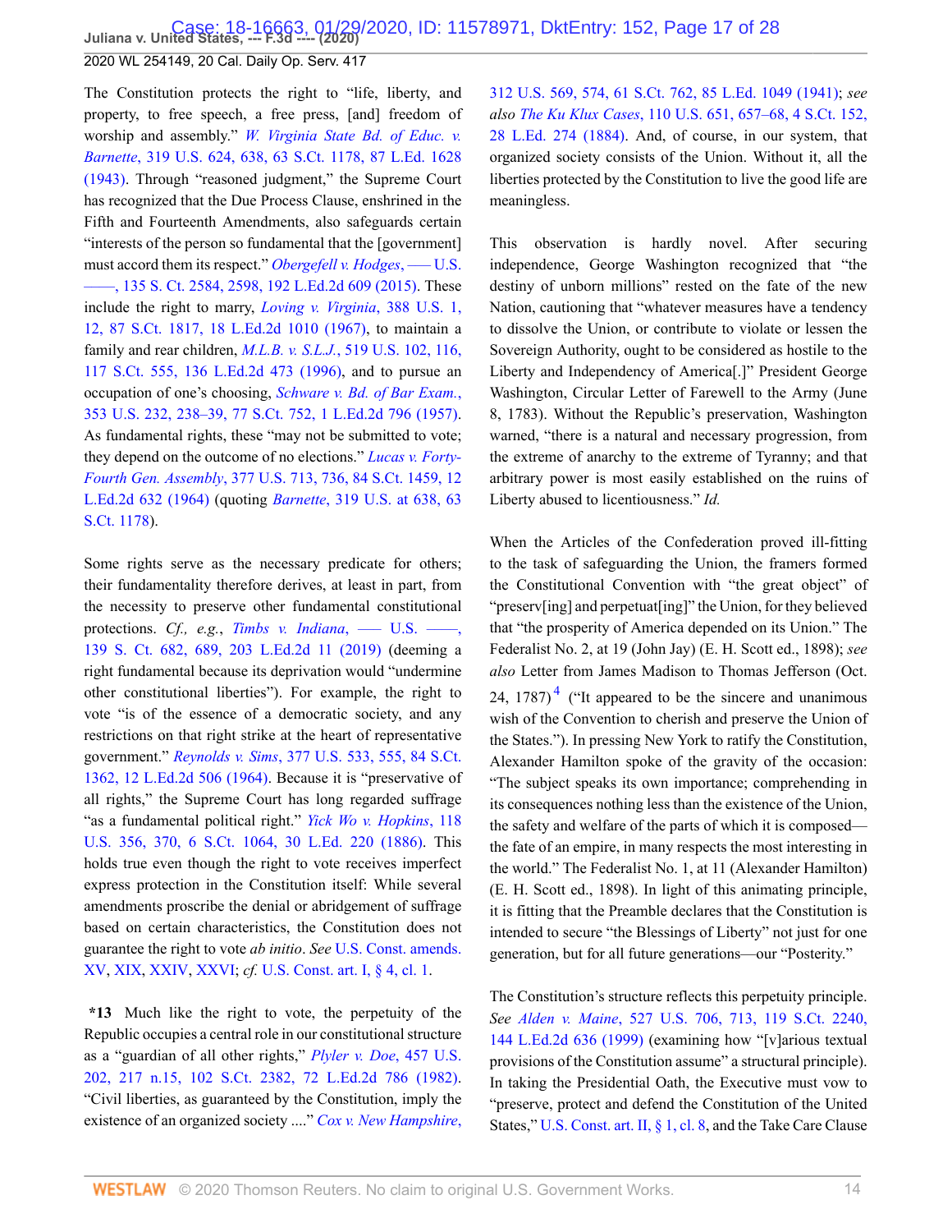The Constitution protects the right to "life, liberty, and property, to free speech, a free press, [and] freedom of worship and assembly." *W. Virginia State Bd. of Educ. v. Barnette*, 319 U.S. 624, 638, 63 S.Ct. 1178, 87 L.Ed. 1628 (1943). Through "reasoned judgment," the Supreme Court has recognized that the Due Process Clause, enshrined in the Fifth and Fourteenth Amendments, also safeguards certain "interests of the person so fundamental that the [government] must accord them its respect." *Obergefell v. Hodges*, ––– U.S. ––––, 135 S. Ct. 2584, 2598, 192 L.Ed.2d 609 (2015). These include the right to marry, *Loving v. Virginia*, 388 U.S. 1, 12, 87 S.Ct. 1817, 18 L.Ed.2d 1010 (1967), to maintain a family and rear children, *M.L.B. v. S.L.J.*, 519 U.S. 102, 116, 117 S.Ct. 555, 136 L.Ed.2d 473 (1996), and to pursue an occupation of one's choosing, *Schware v. Bd. of Bar Exam.*, 353 U.S. 232, 238–39, 77 S.Ct. 752, 1 L.Ed.2d 796 (1957). As fundamental rights, these "may not be submitted to vote; they depend on the outcome of no elections." *Lucas v. Forty-Fourth Gen. Assembly*, 377 U.S. 713, 736, 84 S.Ct. 1459, 12 L.Ed.2d 632 (1964) (quoting *Barnette*, 319 U.S. at 638, 63 S.Ct. 1178).

Some rights serve as the necessary predicate for others; their fundamentality therefore derives, at least in part, from the necessity to preserve other fundamental constitutional protections. *Cf., e.g.*, *Timbs v. Indiana*, ––– U.S. ––––, 139 S. Ct. 682, 689, 203 L.Ed.2d 11 (2019) (deeming a right fundamental because its deprivation would "undermine other constitutional liberties"). For example, the right to vote "is of the essence of a democratic society, and any restrictions on that right strike at the heart of representative government." *Reynolds v. Sims*, 377 U.S. 533, 555, 84 S.Ct. 1362, 12 L.Ed.2d 506 (1964). Because it is "preservative of all rights," the Supreme Court has long regarded suffrage "as a fundamental political right." *Yick Wo v. Hopkins*, 118 U.S. 356, 370, 6 S.Ct. 1064, 30 L.Ed. 220 (1886). This holds true even though the right to vote receives imperfect express protection in the Constitution itself: While several amendments proscribe the denial or abridgement of suffrage based on certain characteristics, the Constitution does not guarantee the right to vote *ab initio*. *See* U.S. Const. amends. XV, XIX, XXIV, XXVI; *cf.* U.S. Const. art. I, § 4, cl. 1.

**\*13** Much like the right to vote, the perpetuity of the Republic occupies a central role in our constitutional structure as a "guardian of all other rights," *Plyler v. Doe*, 457 U.S. 202, 217 n.15, 102 S.Ct. 2382, 72 L.Ed.2d 786 (1982). "Civil liberties, as guaranteed by the Constitution, imply the existence of an organized society ...." *Cox v. New Hampshire*, 312 U.S. 569, 574, 61 S.Ct. 762, 85 L.Ed. 1049 (1941); *see also The Ku Klux Cases*, 110 U.S. 651, 657–68, 4 S.Ct. 152, 28 L.Ed. 274 (1884). And, of course, in our system, that organized society consists of the Union. Without it, all the liberties protected by the Constitution to live the good life are meaningless.

This observation is hardly novel. After securing independence, George Washington recognized that "the destiny of unborn millions" rested on the fate of the new Nation, cautioning that "whatever measures have a tendency to dissolve the Union, or contribute to violate or lessen the Sovereign Authority, ought to be considered as hostile to the Liberty and Independency of America[.]" President George Washington, Circular Letter of Farewell to the Army (June 8, 1783). Without the Republic's preservation, Washington warned, "there is a natural and necessary progression, from the extreme of anarchy to the extreme of Tyranny; and that arbitrary power is most easily established on the ruins of Liberty abused to licentiousness." *Id.*

When the Articles of the Confederation proved ill-fitting to the task of safeguarding the Union, the framers formed the Constitutional Convention with "the great object" of "preserv[ing] and perpetuat[ing]" the Union, for they believed that "the prosperity of America depended on its Union." The Federalist No. 2, at 19 (John Jay) (E. H. Scott ed., 1898); *see also* Letter from James Madison to Thomas Jefferson (Oct. 24, 1787)[4] ("It appeared to be the sincere and unanimous wish of the Convention to cherish and preserve the Union of the States."). In pressing New York to ratify the Constitution, Alexander Hamilton spoke of the gravity of the occasion: "The subject speaks its own importance; comprehending in its consequences nothing less than the existence of the Union, the safety and welfare of the parts of which it is composed—the fate of an empire, in many respects the most interesting in the world." The Federalist No. 1, at 11 (Alexander Hamilton) (E. H. Scott ed., 1898). In light of this animating principle, it is fitting that the Preamble declares that the Constitution is intended to secure "the Blessings of Liberty" not just for one generation, but for all future generations—our "Posterity."

The Constitution's structure reflects this perpetuity principle. *See Alden v. Maine*, 527 U.S. 706, 713, 119 S.Ct. 2240, 144 L.Ed.2d 636 (1999) (examining how "[v]arious textual provisions of the Constitution assume" a structural principle). In taking the Presidential Oath, the Executive must vow to "preserve, protect and defend the Constitution of the United States," U.S. Const. art. II, § 1, cl. 8, and the Take Care Clause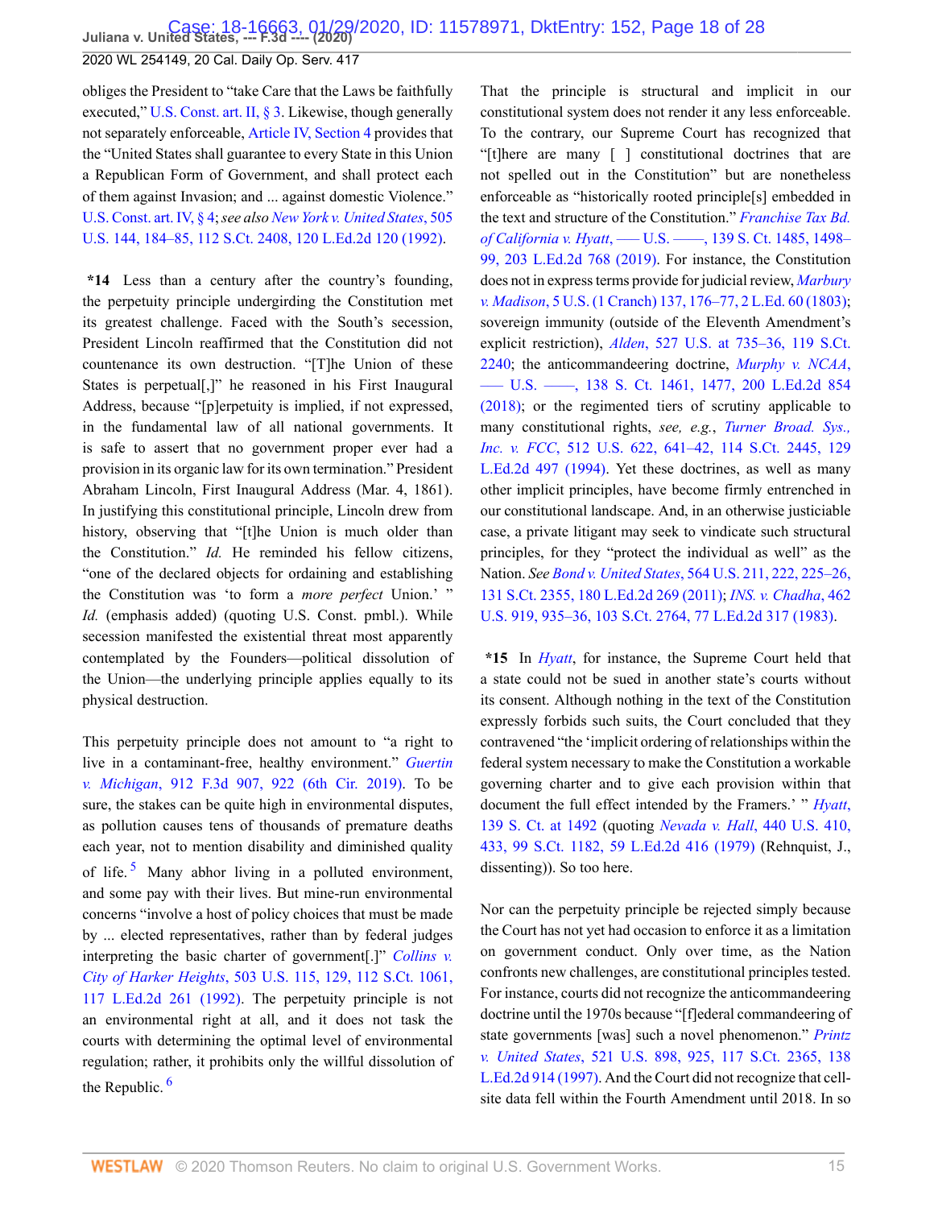obliges the President to "take Care that the Laws be faithfully executed," U.S. Const. art. II, § 3. Likewise, though generally not separately enforceable, Article IV, Section 4 provides that the "United States shall guarantee to every State in this Union a Republican Form of Government, and shall protect each of them against Invasion; and ... against domestic Violence." U.S. Const. art. IV, § 4; *see also New York v. United States*, 505 U.S. 144, 184–85, 112 S.Ct. 2408, 120 L.Ed.2d 120 (1992).

**\*14** Less than a century after the country's founding, the perpetuity principle undergirding the Constitution met its greatest challenge. Faced with the South's secession, President Lincoln reaffirmed that the Constitution did not countenance its own destruction. "[T]he Union of these States is perpetual[,]" he reasoned in his First Inaugural Address, because "[p]erpetuity is implied, if not expressed, in the fundamental law of all national governments. It is safe to assert that no government proper ever had a provision in its organic law for its own termination." President Abraham Lincoln, First Inaugural Address (Mar. 4, 1861). In justifying this constitutional principle, Lincoln drew from history, observing that "[t]he Union is much older than the Constitution." *Id.* He reminded his fellow citizens, "one of the declared objects for ordaining and establishing the Constitution was 'to form a *more perfect* Union.' " *Id.* (emphasis added) (quoting U.S. Const. pmbl.). While secession manifested the existential threat most apparently contemplated by the Founders—political dissolution of the Union—the underlying principle applies equally to its physical destruction.

This perpetuity principle does not amount to "a right to live in a contaminant-free, healthy environment." *Guertin v. Michigan*, 912 F.3d 907, 922 (6th Cir. 2019). To be sure, the stakes can be quite high in environmental disputes, as pollution causes tens of thousands of premature deaths each year, not to mention disability and diminished quality of life.[5] Many abhor living in a polluted environment, and some pay with their lives. But mine-run environmental concerns "involve a host of policy choices that must be made by ... elected representatives, rather than by federal judges interpreting the basic charter of government[.]" *Collins v. City of Harker Heights*, 503 U.S. 115, 129, 112 S.Ct. 1061, 117 L.Ed.2d 261 (1992). The perpetuity principle is not an environmental right at all, and it does not task the courts with determining the optimal level of environmental regulation; rather, it prohibits only the willful dissolution of the Republic.[6]

That the principle is structural and implicit in our constitutional system does not render it any less enforceable. To the contrary, our Supreme Court has recognized that "[t]here are many [ ] constitutional doctrines that are not spelled out in the Constitution" but are nonetheless enforceable as "historically rooted principle[s] embedded in the text and structure of the Constitution." *Franchise Tax Bd. of California v. Hyatt*, ––– U.S. ––––, 139 S. Ct. 1485, 1498–99, 203 L.Ed.2d 768 (2019). For instance, the Constitution does not in express terms provide for judicial review, *Marbury v. Madison*, 5 U.S. (1 Cranch) 137, 176–77, 2 L.Ed. 60 (1803); sovereign immunity (outside of the Eleventh Amendment's explicit restriction), *Alden*, 527 U.S. at 735–36, 119 S.Ct. 2240; the anticommandeering doctrine, *Murphy v. NCAA*, ––– U.S. ––––, 138 S. Ct. 1461, 1477, 200 L.Ed.2d 854 (2018); or the regimented tiers of scrutiny applicable to many constitutional rights, *see, e.g.*, *Turner Broad. Sys., Inc. v. FCC*, 512 U.S. 622, 641–42, 114 S.Ct. 2445, 129 L.Ed.2d 497 (1994). Yet these doctrines, as well as many other implicit principles, have become firmly entrenched in our constitutional landscape. And, in an otherwise justiciable case, a private litigant may seek to vindicate such structural principles, for they "protect the individual as well" as the Nation. *See Bond v. United States*, 564 U.S. 211, 222, 225–26, 131 S.Ct. 2355, 180 L.Ed.2d 269 (2011); *INS. v. Chadha*, 462 U.S. 919, 935–36, 103 S.Ct. 2764, 77 L.Ed.2d 317 (1983).

**\*15** In *Hyatt*, for instance, the Supreme Court held that a state could not be sued in another state's courts without its consent. Although nothing in the text of the Constitution expressly forbids such suits, the Court concluded that they contravened "the 'implicit ordering of relationships within the federal system necessary to make the Constitution a workable governing charter and to give each provision within that document the full effect intended by the Framers.' " *Hyatt*, 139 S. Ct. at 1492 (quoting *Nevada v. Hall*, 440 U.S. 410, 433, 99 S.Ct. 1182, 59 L.Ed.2d 416 (1979) (Rehnquist, J., dissenting)). So too here.

Nor can the perpetuity principle be rejected simply because the Court has not yet had occasion to enforce it as a limitation on government conduct. Only over time, as the Nation confronts new challenges, are constitutional principles tested. For instance, courts did not recognize the anticommandeering doctrine until the 1970s because "[f]ederal commandeering of state governments [was] such a novel phenomenon." *Printz v. United States*, 521 U.S. 898, 925, 117 S.Ct. 2365, 138 L.Ed.2d 914 (1997). And the Court did not recognize that cell-site data fell within the Fourth Amendment until 2018. In so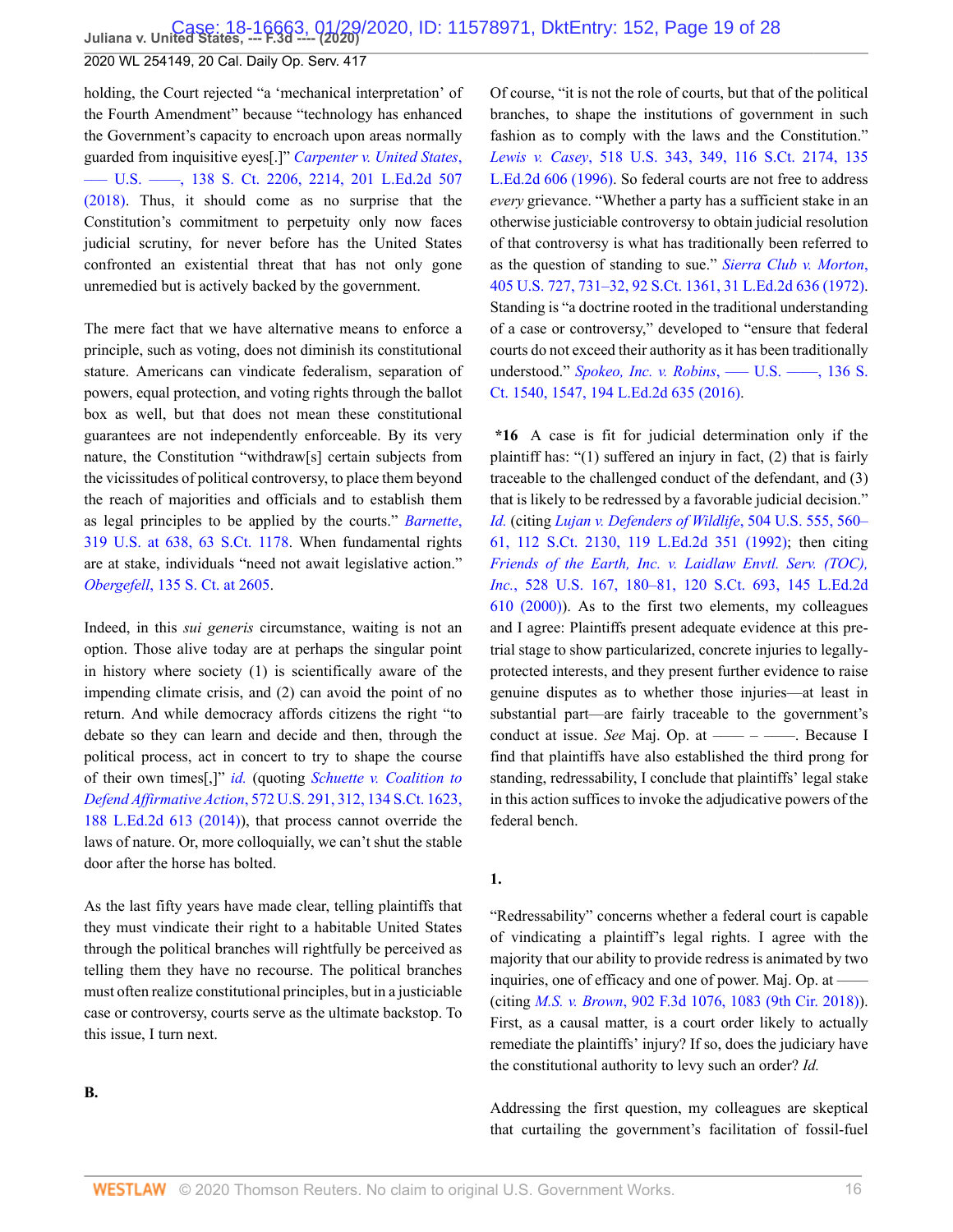holding, the Court rejected "a 'mechanical interpretation' of the Fourth Amendment" because "technology has enhanced the Government's capacity to encroach upon areas normally guarded from inquisitive eyes[.]" *Carpenter v. United States*, ––– U.S. ––––, 138 S. Ct. 2206, 2214, 201 L.Ed.2d 507 (2018). Thus, it should come as no surprise that the Constitution's commitment to perpetuity only now faces judicial scrutiny, for never before has the United States confronted an existential threat that has not only gone unremedied but is actively backed by the government.

The mere fact that we have alternative means to enforce a principle, such as voting, does not diminish its constitutional stature. Americans can vindicate federalism, separation of powers, equal protection, and voting rights through the ballot box as well, but that does not mean these constitutional guarantees are not independently enforceable. By its very nature, the Constitution "withdraw[s] certain subjects from the vicissitudes of political controversy, to place them beyond the reach of majorities and officials and to establish them as legal principles to be applied by the courts." *Barnette*, 319 U.S. at 638, 63 S.Ct. 1178. When fundamental rights are at stake, individuals "need not await legislative action." *Obergefell*, 135 S. Ct. at 2605.

Indeed, in this *sui generis* circumstance, waiting is not an option. Those alive today are at perhaps the singular point in history where society (1) is scientifically aware of the impending climate crisis, and (2) can avoid the point of no return. And while democracy affords citizens the right "to debate so they can learn and decide and then, through the political process, act in concert to try to shape the course of their own times[,]" *id.* (quoting *Schuette v. Coalition to Defend Affirmative Action*, 572 U.S. 291, 312, 134 S.Ct. 1623, 188 L.Ed.2d 613 (2014)), that process cannot override the laws of nature. Or, more colloquially, we can't shut the stable door after the horse has bolted.

As the last fifty years have made clear, telling plaintiffs that they must vindicate their right to a habitable United States through the political branches will rightfully be perceived as telling them they have no recourse. The political branches must often realize constitutional principles, but in a justiciable case or controversy, courts serve as the ultimate backstop. To this issue, I turn next.

**B.**

Of course, "it is not the role of courts, but that of the political branches, to shape the institutions of government in such fashion as to comply with the laws and the Constitution." *Lewis v. Casey*, 518 U.S. 343, 349, 116 S.Ct. 2174, 135 L.Ed.2d 606 (1996). So federal courts are not free to address *every* grievance. "Whether a party has a sufficient stake in an otherwise justiciable controversy to obtain judicial resolution of that controversy is what has traditionally been referred to as the question of standing to sue." *Sierra Club v. Morton*, 405 U.S. 727, 731–32, 92 S.Ct. 1361, 31 L.Ed.2d 636 (1972). Standing is "a doctrine rooted in the traditional understanding of a case or controversy," developed to "ensure that federal courts do not exceed their authority as it has been traditionally understood." *Spokeo, Inc. v. Robins*, ––– U.S. ––––, 136 S. Ct. 1540, 1547, 194 L.Ed.2d 635 (2016).

**\*16** A case is fit for judicial determination only if the plaintiff has: "(1) suffered an injury in fact, (2) that is fairly traceable to the challenged conduct of the defendant, and (3) that is likely to be redressed by a favorable judicial decision." *Id.* (citing *Lujan v. Defenders of Wildlife*, 504 U.S. 555, 560–61, 112 S.Ct. 2130, 119 L.Ed.2d 351 (1992); then citing *Friends of the Earth, Inc. v. Laidlaw Envtl. Serv. (TOC), Inc.*, 528 U.S. 167, 180–81, 120 S.Ct. 693, 145 L.Ed.2d 610 (2000)). As to the first two elements, my colleagues and I agree: Plaintiffs present adequate evidence at this pre-trial stage to show particularized, concrete injuries to legally-protected interests, and they present further evidence to raise genuine disputes as to whether those injuries—at least in substantial part—are fairly traceable to the government's conduct at issue. *See* Maj. Op. at –––– – ––––. Because I find that plaintiffs have also established the third prong for standing, redressability, I conclude that plaintiffs' legal stake in this action suffices to invoke the adjudicative powers of the federal bench.

**1.**

"Redressability" concerns whether a federal court is capable of vindicating a plaintiff's legal rights. I agree with the majority that our ability to provide redress is animated by two inquiries, one of efficacy and one of power. Maj. Op. at –––– (citing *M.S. v. Brown*, 902 F.3d 1076, 1083 (9th Cir. 2018)). First, as a causal matter, is a court order likely to actually remediate the plaintiffs' injury? If so, does the judiciary have the constitutional authority to levy such an order? *Id.*

Addressing the first question, my colleagues are skeptical that curtailing the government's facilitation of fossil-fuel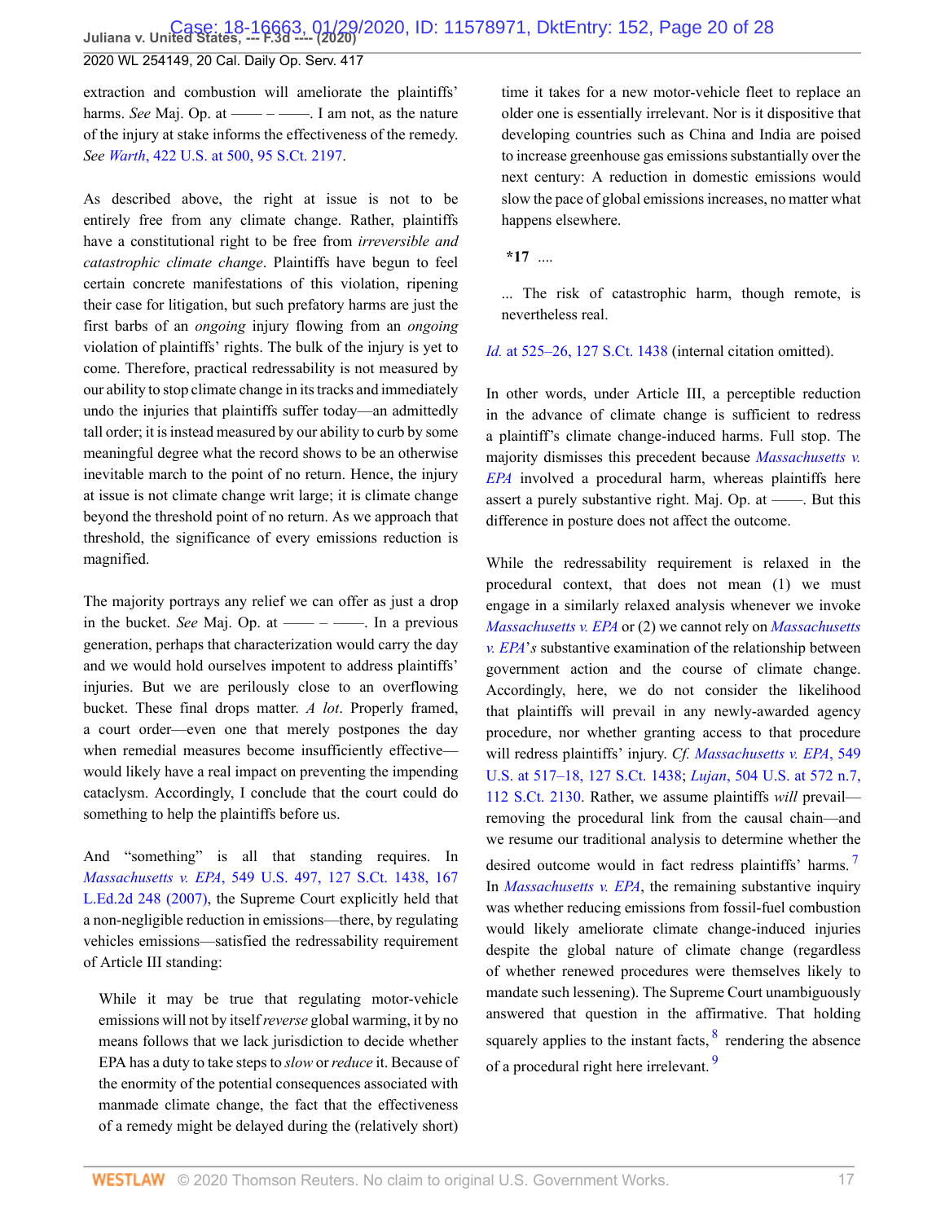extraction and combustion will ameliorate the plaintiffs' harms. *See* Maj. Op. at —— – ——. I am not, as the nature of the injury at stake informs the effectiveness of the remedy. *See Warth*, 422 U.S. at 500, 95 S.Ct. 2197.

As described above, the right at issue is not to be entirely free from any climate change. Rather, plaintiffs have a constitutional right to be free from *irreversible and catastrophic climate change*. Plaintiffs have begun to feel certain concrete manifestations of this violation, ripening their case for litigation, but such prefatory harms are just the first barbs of an *ongoing* injury flowing from an *ongoing* violation of plaintiffs' rights. The bulk of the injury is yet to come. Therefore, practical redressability is not measured by our ability to stop climate change in its tracks and immediately undo the injuries that plaintiffs suffer today—an admittedly tall order; it is instead measured by our ability to curb by some meaningful degree what the record shows to be an otherwise inevitable march to the point of no return. Hence, the injury at issue is not climate change writ large; it is climate change beyond the threshold point of no return. As we approach that threshold, the significance of every emissions reduction is magnified.

The majority portrays any relief we can offer as just a drop in the bucket. *See* Maj. Op. at —— – ——. In a previous generation, perhaps that characterization would carry the day and we would hold ourselves impotent to address plaintiffs' injuries. But we are perilously close to an overflowing bucket. These final drops matter. *A lot*. Properly framed, a court order—even one that merely postpones the day when remedial measures become insufficiently effective—would likely have a real impact on preventing the impending cataclysm. Accordingly, I conclude that the court could do something to help the plaintiffs before us.

And "something" is all that standing requires. In *Massachusetts v. EPA*, 549 U.S. 497, 127 S.Ct. 1438, 167 L.Ed.2d 248 (2007), the Supreme Court explicitly held that a non-negligible reduction in emissions—there, by regulating vehicles emissions—satisfied the redressability requirement of Article III standing:

> While it may be true that regulating motor-vehicle emissions will not by itself *reverse* global warming, it by no means follows that we lack jurisdiction to decide whether EPA has a duty to take steps to *slow* or *reduce* it. Because of the enormity of the potential consequences associated with manmade climate change, the fact that the effectiveness of a remedy might be delayed during the (relatively short) time it takes for a new motor-vehicle fleet to replace an older one is essentially irrelevant. Nor is it dispositive that developing countries such as China and India are poised to increase greenhouse gas emissions substantially over the next century: A reduction in domestic emissions would slow the pace of global emissions increases, no matter what happens elsewhere.
>
> **\*17** ....
>
> ... The risk of catastrophic harm, though remote, is nevertheless real.

*Id.* at 525–26, 127 S.Ct. 1438 (internal citation omitted).

In other words, under Article III, a perceptible reduction in the advance of climate change is sufficient to redress a plaintiff's climate change-induced harms. Full stop. The majority dismisses this precedent because *Massachusetts v. EPA* involved a procedural harm, whereas plaintiffs here assert a purely substantive right. Maj. Op. at ——. But this difference in posture does not affect the outcome.

While the redressability requirement is relaxed in the procedural context, that does not mean (1) we must engage in a similarly relaxed analysis whenever we invoke *Massachusetts v. EPA* or (2) we cannot rely on *Massachusetts v. EPA*'s substantive examination of the relationship between government action and the course of climate change. Accordingly, here, we do not consider the likelihood that plaintiffs will prevail in any newly-awarded agency procedure, nor whether granting access to that procedure will redress plaintiffs' injury. *Cf. Massachusetts v. EPA*, 549 U.S. at 517–18, 127 S.Ct. 1438; *Lujan*, 504 U.S. at 572 n.7, 112 S.Ct. 2130. Rather, we assume plaintiffs *will* prevail—removing the procedural link from the causal chain—and we resume our traditional analysis to determine whether the desired outcome would in fact redress plaintiffs' harms.[7] In *Massachusetts v. EPA*, the remaining substantive inquiry was whether reducing emissions from fossil-fuel combustion would likely ameliorate climate change-induced injuries despite the global nature of climate change (regardless of whether renewed procedures were themselves likely to mandate such lessening). The Supreme Court unambiguously answered that question in the affirmative. That holding squarely applies to the instant facts,[8] rendering the absence of a procedural right here irrelevant.[9]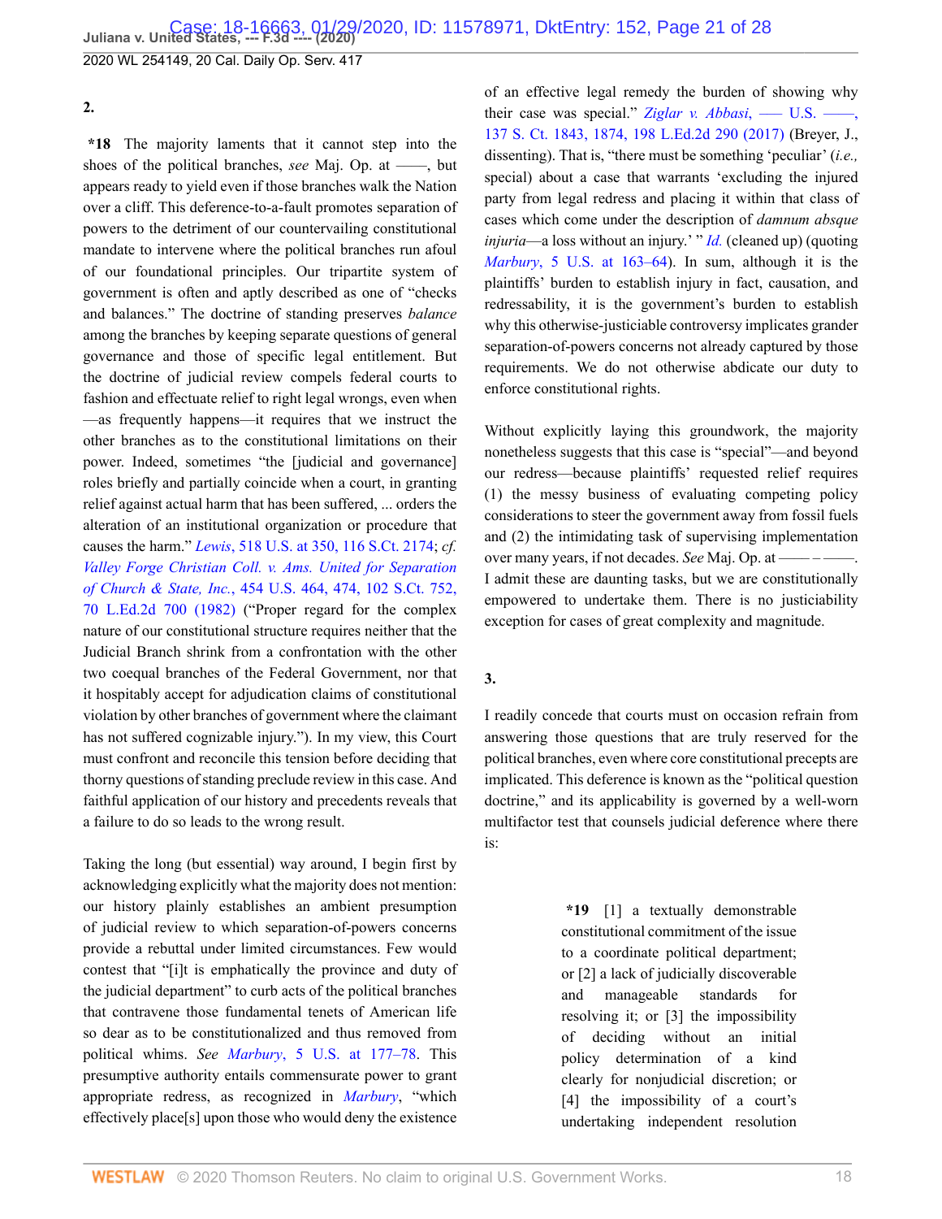**2.**

**\*18** The majority laments that it cannot step into the shoes of the political branches, *see* Maj. Op. at ——, but appears ready to yield even if those branches walk the Nation over a cliff. This deference-to-a-fault promotes separation of powers to the detriment of our countervailing constitutional mandate to intervene where the political branches run afoul of our foundational principles. Our tripartite system of government is often and aptly described as one of "checks and balances." The doctrine of standing preserves *balance* among the branches by keeping separate questions of general governance and those of specific legal entitlement. But the doctrine of judicial review compels federal courts to fashion and effectuate relief to right legal wrongs, even when —as frequently happens—it requires that we instruct the other branches as to the constitutional limitations on their power. Indeed, sometimes "the [judicial and governance] roles briefly and partially coincide when a court, in granting relief against actual harm that has been suffered, ... orders the alteration of an institutional organization or procedure that causes the harm." *Lewis*, 518 U.S. at 350, 116 S.Ct. 2174; *cf. Valley Forge Christian Coll. v. Ams. United for Separation of Church & State, Inc.*, 454 U.S. 464, 474, 102 S.Ct. 752, 70 L.Ed.2d 700 (1982) ("Proper regard for the complex nature of our constitutional structure requires neither that the Judicial Branch shrink from a confrontation with the other two coequal branches of the Federal Government, nor that it hospitably accept for adjudication claims of constitutional violation by other branches of government where the claimant has not suffered cognizable injury."). In my view, this Court must confront and reconcile this tension before deciding that thorny questions of standing preclude review in this case. And faithful application of our history and precedents reveals that a failure to do so leads to the wrong result.

Taking the long (but essential) way around, I begin first by acknowledging explicitly what the majority does not mention: our history plainly establishes an ambient presumption of judicial review to which separation-of-powers concerns provide a rebuttal under limited circumstances. Few would contest that "[i]t is emphatically the province and duty of the judicial department" to curb acts of the political branches that contravene those fundamental tenets of American life so dear as to be constitutionalized and thus removed from political whims. *See Marbury*, 5 U.S. at 177–78. This presumptive authority entails commensurate power to grant appropriate redress, as recognized in *Marbury*, "which effectively place[s] upon those who would deny the existence of an effective legal remedy the burden of showing why their case was special." *Ziglar v. Abbasi*, ––– U.S. ––––, 137 S. Ct. 1843, 1874, 198 L.Ed.2d 290 (2017) (Breyer, J., dissenting). That is, "there must be something 'peculiar' (*i.e.,* special) about a case that warrants 'excluding the injured party from legal redress and placing it within that class of cases which come under the description of *damnum absque injuria*—a loss without an injury.' " *Id.* (cleaned up) (quoting *Marbury*, 5 U.S. at 163–64). In sum, although it is the plaintiffs' burden to establish injury in fact, causation, and redressability, it is the government's burden to establish why this otherwise-justiciable controversy implicates grander separation-of-powers concerns not already captured by those requirements. We do not otherwise abdicate our duty to enforce constitutional rights.

Without explicitly laying this groundwork, the majority nonetheless suggests that this case is "special"—and beyond our redress—because plaintiffs' requested relief requires (1) the messy business of evaluating competing policy considerations to steer the government away from fossil fuels and (2) the intimidating task of supervising implementation over many years, if not decades. *See* Maj. Op. at –––– – ––––. I admit these are daunting tasks, but we are constitutionally empowered to undertake them. There is no justiciability exception for cases of great complexity and magnitude.

**3.**

I readily concede that courts must on occasion refrain from answering those questions that are truly reserved for the political branches, even where core constitutional precepts are implicated. This deference is known as the "political question doctrine," and its applicability is governed by a well-worn multifactor test that counsels judicial deference where there is:

> **\*19** [1] a textually demonstrable constitutional commitment of the issue to a coordinate political department; or [2] a lack of judicially discoverable and manageable standards for resolving it; or [3] the impossibility of deciding without an initial policy determination of a kind clearly for nonjudicial discretion; or [4] the impossibility of a court's undertaking independent resolution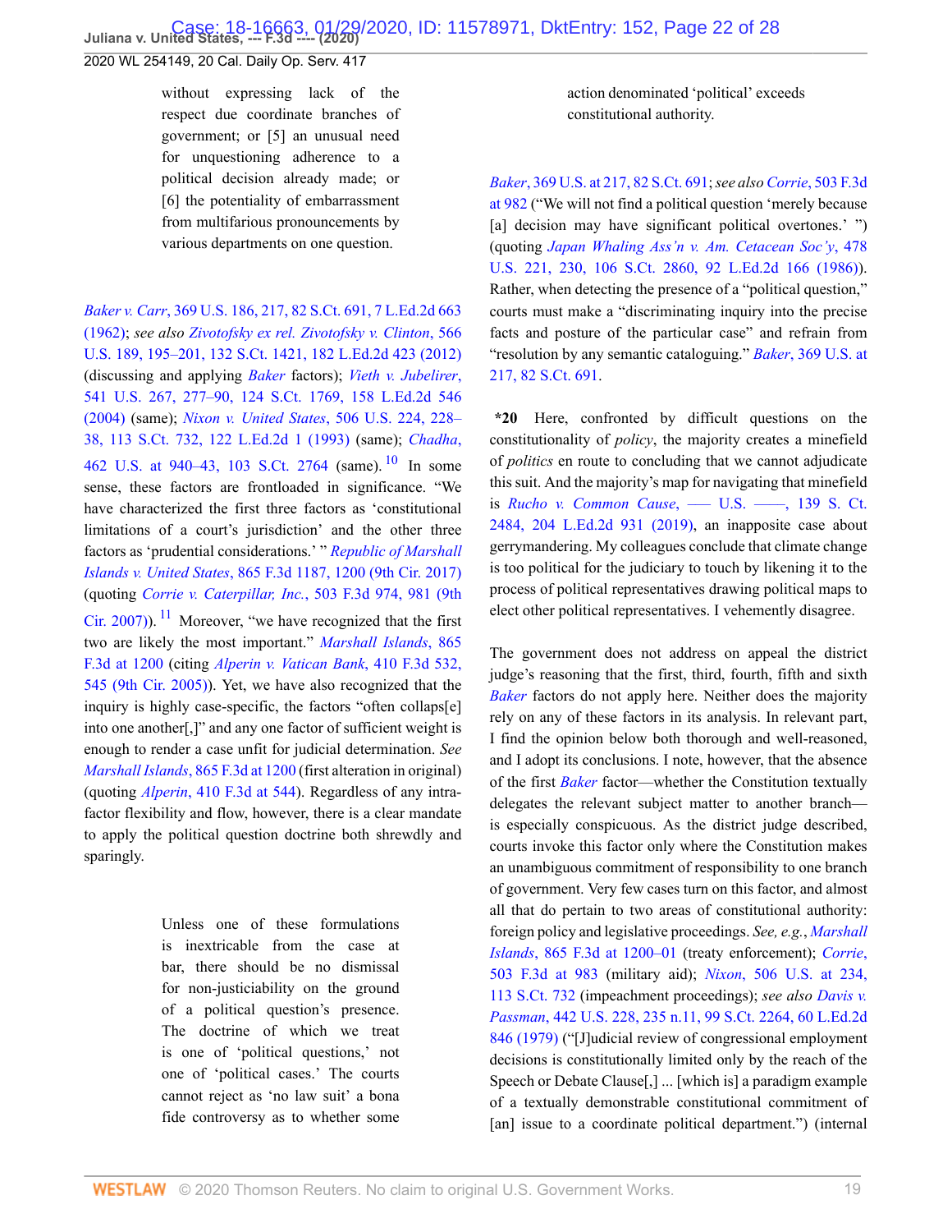> without expressing lack of the respect due coordinate branches of government; or [5] an unusual need for unquestioning adherence to a political decision already made; or [6] the potentiality of embarrassment from multifarious pronouncements by various departments on one question.

*Baker v. Carr*, 369 U.S. 186, 217, 82 S.Ct. 691, 7 L.Ed.2d 663 (1962); *see also Zivotofsky ex rel. Zivotofsky v. Clinton*, 566 U.S. 189, 195–201, 132 S.Ct. 1421, 182 L.Ed.2d 423 (2012) (discussing and applying *Baker* factors); *Vieth v. Jubelirer*, 541 U.S. 267, 277–90, 124 S.Ct. 1769, 158 L.Ed.2d 546 (2004) (same); *Nixon v. United States*, 506 U.S. 224, 228–38, 113 S.Ct. 732, 122 L.Ed.2d 1 (1993) (same); *Chadha*, 462 U.S. at 940–43, 103 S.Ct. 2764 (same).[10] In some sense, these factors are frontloaded in significance. "We have characterized the first three factors as 'constitutional limitations of a court's jurisdiction' and the other three factors as 'prudential considerations.' " *Republic of Marshall Islands v. United States*, 865 F.3d 1187, 1200 (9th Cir. 2017) (quoting *Corrie v. Caterpillar, Inc.*, 503 F.3d 974, 981 (9th Cir. 2007)).[11] Moreover, "we have recognized that the first two are likely the most important." *Marshall Islands*, 865 F.3d at 1200 (citing *Alperin v. Vatican Bank*, 410 F.3d 532, 545 (9th Cir. 2005)). Yet, we have also recognized that the inquiry is highly case-specific, the factors "often collaps[e] into one another[,]" and any one factor of sufficient weight is enough to render a case unfit for judicial determination. *See Marshall Islands*, 865 F.3d at 1200 (first alteration in original) (quoting *Alperin*, 410 F.3d at 544). Regardless of any intra-factor flexibility and flow, however, there is a clear mandate to apply the political question doctrine both shrewdly and sparingly.

> Unless one of these formulations is inextricable from the case at bar, there should be no dismissal for non-justiciability on the ground of a political question's presence. The doctrine of which we treat is one of 'political questions,' not one of 'political cases.' The courts cannot reject as 'no law suit' a bona fide controversy as to whether some action denominated 'political' exceeds constitutional authority.

*Baker*, 369 U.S. at 217, 82 S.Ct. 691; *see also Corrie*, 503 F.3d at 982 ("We will not find a political question 'merely because [a] decision may have significant political overtones.' ") (quoting *Japan Whaling Ass'n v. Am. Cetacean Soc'y*, 478 U.S. 221, 230, 106 S.Ct. 2860, 92 L.Ed.2d 166 (1986)). Rather, when detecting the presence of a "political question," courts must make a "discriminating inquiry into the precise facts and posture of the particular case" and refrain from "resolution by any semantic cataloguing." *Baker*, 369 U.S. at 217, 82 S.Ct. 691.

**\*20** Here, confronted by difficult questions on the constitutionality of *policy*, the majority creates a minefield of *politics* en route to concluding that we cannot adjudicate this suit. And the majority's map for navigating that minefield is *Rucho v. Common Cause*, ––– U.S. ––––, 139 S. Ct. 2484, 204 L.Ed.2d 931 (2019), an inapposite case about gerrymandering. My colleagues conclude that climate change is too political for the judiciary to touch by likening it to the process of political representatives drawing political maps to elect other political representatives. I vehemently disagree.

The government does not address on appeal the district judge's reasoning that the first, third, fourth, fifth and sixth *Baker* factors do not apply here. Neither does the majority rely on any of these factors in its analysis. In relevant part, I find the opinion below both thorough and well-reasoned, and I adopt its conclusions. I note, however, that the absence of the first *Baker* factor—whether the Constitution textually delegates the relevant subject matter to another branch—is especially conspicuous. As the district judge described, courts invoke this factor only where the Constitution makes an unambiguous commitment of responsibility to one branch of government. Very few cases turn on this factor, and almost all that do pertain to two areas of constitutional authority: foreign policy and legislative proceedings. *See, e.g.*, *Marshall Islands*, 865 F.3d at 1200–01 (treaty enforcement); *Corrie*, 503 F.3d at 983 (military aid); *Nixon*, 506 U.S. at 234, 113 S.Ct. 732 (impeachment proceedings); *see also Davis v. Passman*, 442 U.S. 228, 235 n.11, 99 S.Ct. 2264, 60 L.Ed.2d 846 (1979) ("[J]udicial review of congressional employment decisions is constitutionally limited only by the reach of the Speech or Debate Clause[,] ... [which is] a paradigm example of a textually demonstrable constitutional commitment of [an] issue to a coordinate political department.") (internal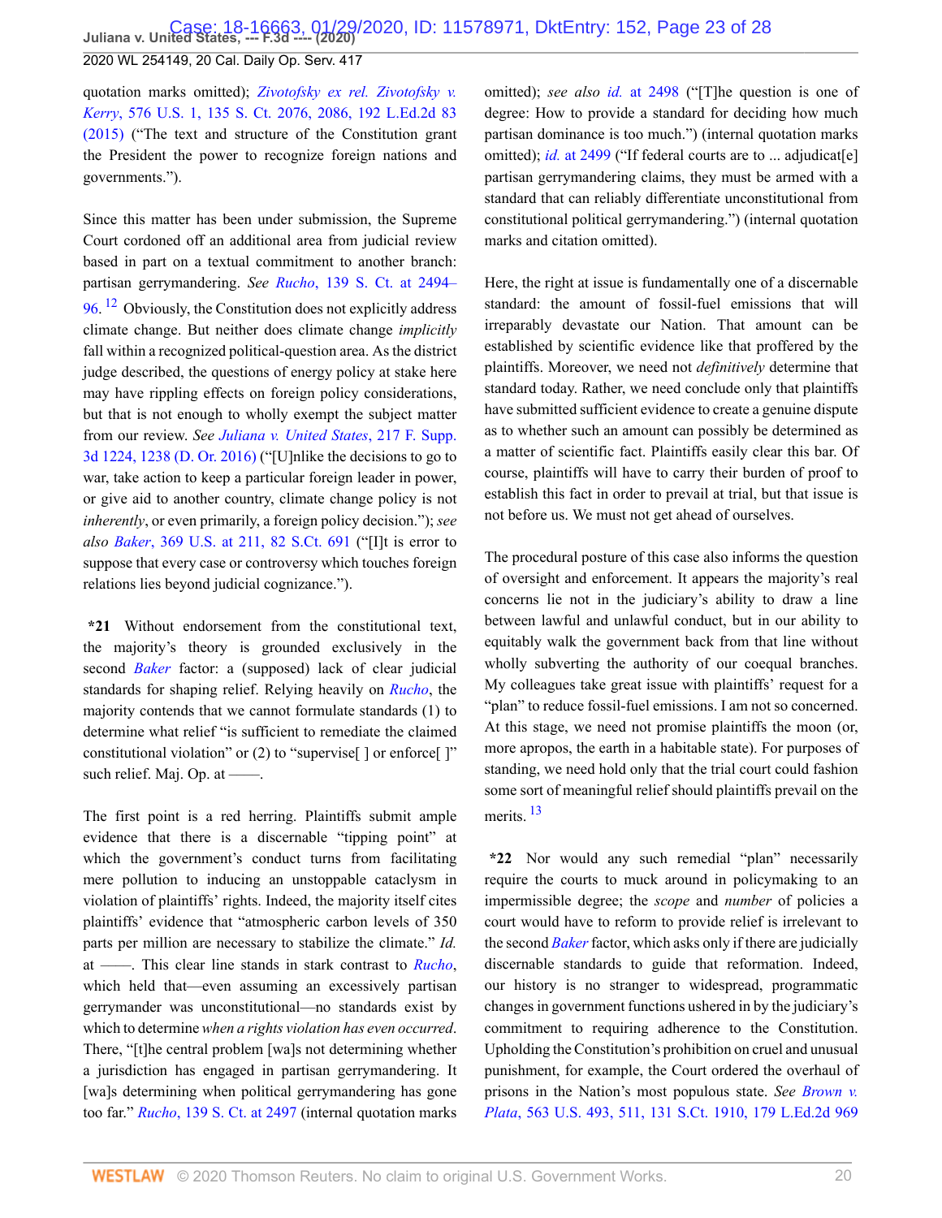quotation marks omitted); *Zivotofsky ex rel. Zivotofsky v. Kerry*, 576 U.S. 1, 135 S. Ct. 2076, 2086, 192 L.Ed.2d 83 (2015) ("The text and structure of the Constitution grant the President the power to recognize foreign nations and governments.").

Since this matter has been under submission, the Supreme Court cordoned off an additional area from judicial review based in part on a textual commitment to another branch: partisan gerrymandering. *See Rucho*, 139 S. Ct. at 2494–96.[12] Obviously, the Constitution does not explicitly address climate change. But neither does climate change *implicitly* fall within a recognized political-question area. As the district judge described, the questions of energy policy at stake here may have rippling effects on foreign policy considerations, but that is not enough to wholly exempt the subject matter from our review. *See Juliana v. United States*, 217 F. Supp. 3d 1224, 1238 (D. Or. 2016) ("[U]nlike the decisions to go to war, take action to keep a particular foreign leader in power, or give aid to another country, climate change policy is not *inherently*, or even primarily, a foreign policy decision."); *see also Baker*, 369 U.S. at 211, 82 S.Ct. 691 ("[I]t is error to suppose that every case or controversy which touches foreign relations lies beyond judicial cognizance.").

**\*21** Without endorsement from the constitutional text, the majority's theory is grounded exclusively in the second *Baker* factor: a (supposed) lack of clear judicial standards for shaping relief. Relying heavily on *Rucho*, the majority contends that we cannot formulate standards (1) to determine what relief "is sufficient to remediate the claimed constitutional violation" or (2) to "supervise[ ] or enforce[ ]" such relief. Maj. Op. at ——.

The first point is a red herring. Plaintiffs submit ample evidence that there is a discernable "tipping point" at which the government's conduct turns from facilitating mere pollution to inducing an unstoppable cataclysm in violation of plaintiffs' rights. Indeed, the majority itself cites plaintiffs' evidence that "atmospheric carbon levels of 350 parts per million are necessary to stabilize the climate." *Id.* at ——. This clear line stands in stark contrast to *Rucho*, which held that—even assuming an excessively partisan gerrymander was unconstitutional—no standards exist by which to determine *when a rights violation has even occurred*. There, "[t]he central problem [wa]s not determining whether a jurisdiction has engaged in partisan gerrymandering. It [wa]s determining when political gerrymandering has gone too far." *Rucho*, 139 S. Ct. at 2497 (internal quotation marks omitted); *see also id.* at 2498 ("[T]he question is one of degree: How to provide a standard for deciding how much partisan dominance is too much.") (internal quotation marks omitted); *id.* at 2499 ("If federal courts are to ... adjudicat[e] partisan gerrymandering claims, they must be armed with a standard that can reliably differentiate unconstitutional from constitutional political gerrymandering.") (internal quotation marks and citation omitted).

Here, the right at issue is fundamentally one of a discernable standard: the amount of fossil-fuel emissions that will irreparably devastate our Nation. That amount can be established by scientific evidence like that proffered by the plaintiffs. Moreover, we need not *definitively* determine that standard today. Rather, we need conclude only that plaintiffs have submitted sufficient evidence to create a genuine dispute as to whether such an amount can possibly be determined as a matter of scientific fact. Plaintiffs easily clear this bar. Of course, plaintiffs will have to carry their burden of proof to establish this fact in order to prevail at trial, but that issue is not before us. We must not get ahead of ourselves.

The procedural posture of this case also informs the question of oversight and enforcement. It appears the majority's real concerns lie not in the judiciary's ability to draw a line between lawful and unlawful conduct, but in our ability to equitably walk the government back from that line without wholly subverting the authority of our coequal branches. My colleagues take great issue with plaintiffs' request for a "plan" to reduce fossil-fuel emissions. I am not so concerned. At this stage, we need not promise plaintiffs the moon (or, more apropos, the earth in a habitable state). For purposes of standing, we need hold only that the trial court could fashion some sort of meaningful relief should plaintiffs prevail on the merits.[13]

**\*22** Nor would any such remedial "plan" necessarily require the courts to muck around in policymaking to an impermissible degree; the *scope* and *number* of policies a court would have to reform to provide relief is irrelevant to the second *Baker* factor, which asks only if there are judicially discernable standards to guide that reformation. Indeed, our history is no stranger to widespread, programmatic changes in government functions ushered in by the judiciary's commitment to requiring adherence to the Constitution. Upholding the Constitution's prohibition on cruel and unusual punishment, for example, the Court ordered the overhaul of prisons in the Nation's most populous state. *See Brown v. Plata*, 563 U.S. 493, 511, 131 S.Ct. 1910, 179 L.Ed.2d 969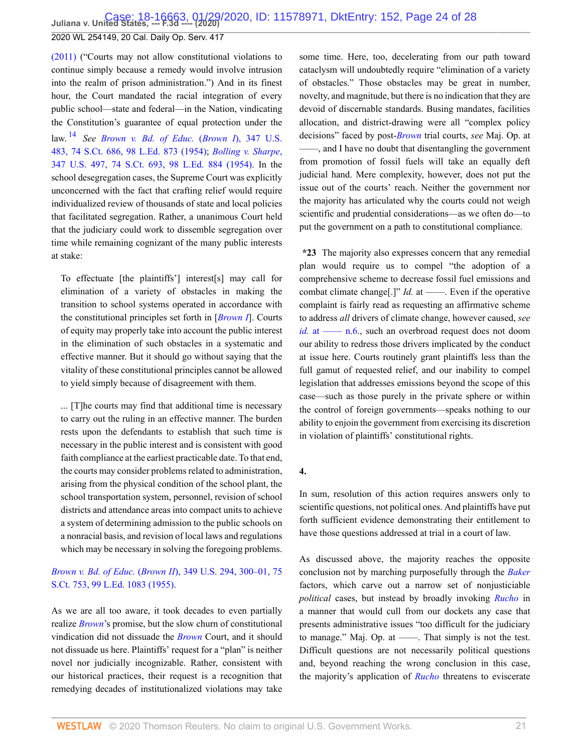(2011) ("Courts may not allow constitutional violations to continue simply because a remedy would involve intrusion into the realm of prison administration.") And in its finest hour, the Court mandated the racial integration of every public school—state and federal—in the Nation, vindicating the Constitution's guarantee of equal protection under the law.[14] *See* *Brown v. Bd. of Educ.* (*Brown I*), 347 U.S. 483, 74 S.Ct. 686, 98 L.Ed. 873 (1954); *Bolling v. Sharpe*, 347 U.S. 497, 74 S.Ct. 693, 98 L.Ed. 884 (1954). In the school desegregation cases, the Supreme Court was explicitly unconcerned with the fact that crafting relief would require individualized review of thousands of state and local policies that facilitated segregation. Rather, a unanimous Court held that the judiciary could work to dissemble segregation over time while remaining cognizant of the many public interests at stake:

> To effectuate [the plaintiffs'] interest[s] may call for elimination of a variety of obstacles in making the transition to school systems operated in accordance with the constitutional principles set forth in [*Brown I*]. Courts of equity may properly take into account the public interest in the elimination of such obstacles in a systematic and effective manner. But it should go without saying that the vitality of these constitutional principles cannot be allowed to yield simply because of disagreement with them.
>
> ... [T]he courts may find that additional time is necessary to carry out the ruling in an effective manner. The burden rests upon the defendants to establish that such time is necessary in the public interest and is consistent with good faith compliance at the earliest practicable date. To that end, the courts may consider problems related to administration, arising from the physical condition of the school plant, the school transportation system, personnel, revision of school districts and attendance areas into compact units to achieve a system of determining admission to the public schools on a nonracial basis, and revision of local laws and regulations which may be necessary in solving the foregoing problems.

*Brown v. Bd. of Educ.* (*Brown II*), 349 U.S. 294, 300–01, 75 S.Ct. 753, 99 L.Ed. 1083 (1955).

As we are all too aware, it took decades to even partially realize *Brown*'s promise, but the slow churn of constitutional vindication did not dissuade the *Brown* Court, and it should not dissuade us here. Plaintiffs' request for a "plan" is neither novel nor judicially incognizable. Rather, consistent with our historical practices, their request is a recognition that remedying decades of institutionalized violations may take some time. Here, too, decelerating from our path toward cataclysm will undoubtedly require "elimination of a variety of obstacles." Those obstacles may be great in number, novelty, and magnitude, but there is no indication that they are devoid of discernable standards. Busing mandates, facilities allocation, and district-drawing were all "complex policy decisions" faced by post-*Brown* trial courts, *see* Maj. Op. at ——, and I have no doubt that disentangling the government from promotion of fossil fuels will take an equally deft judicial hand. Mere complexity, however, does not put the issue out of the courts' reach. Neither the government nor the majority has articulated why the courts could not weigh scientific and prudential considerations—as we often do—to put the government on a path to constitutional compliance.

**\*23** The majority also expresses concern that any remedial plan would require us to compel "the adoption of a comprehensive scheme to decrease fossil fuel emissions and combat climate change[.]" *Id.* at ——. Even if the operative complaint is fairly read as requesting an affirmative scheme to address *all* drivers of climate change, however caused, *see id.* at —— n.6., such an overbroad request does not doom our ability to redress those drivers implicated by the conduct at issue here. Courts routinely grant plaintiffs less than the full gamut of requested relief, and our inability to compel legislation that addresses emissions beyond the scope of this case—such as those purely in the private sphere or within the control of foreign governments—speaks nothing to our ability to enjoin the government from exercising its discretion in violation of plaintiffs' constitutional rights.

**4.**

In sum, resolution of this action requires answers only to scientific questions, not political ones. And plaintiffs have put forth sufficient evidence demonstrating their entitlement to have those questions addressed at trial in a court of law.

As discussed above, the majority reaches the opposite conclusion not by marching purposefully through the *Baker* factors, which carve out a narrow set of nonjusticiable *political* cases, but instead by broadly invoking *Rucho* in a manner that would cull from our dockets any case that presents administrative issues "too difficult for the judiciary to manage." Maj. Op. at ——. That simply is not the test. Difficult questions are not necessarily political questions and, beyond reaching the wrong conclusion in this case, the majority's application of *Rucho* threatens to eviscerate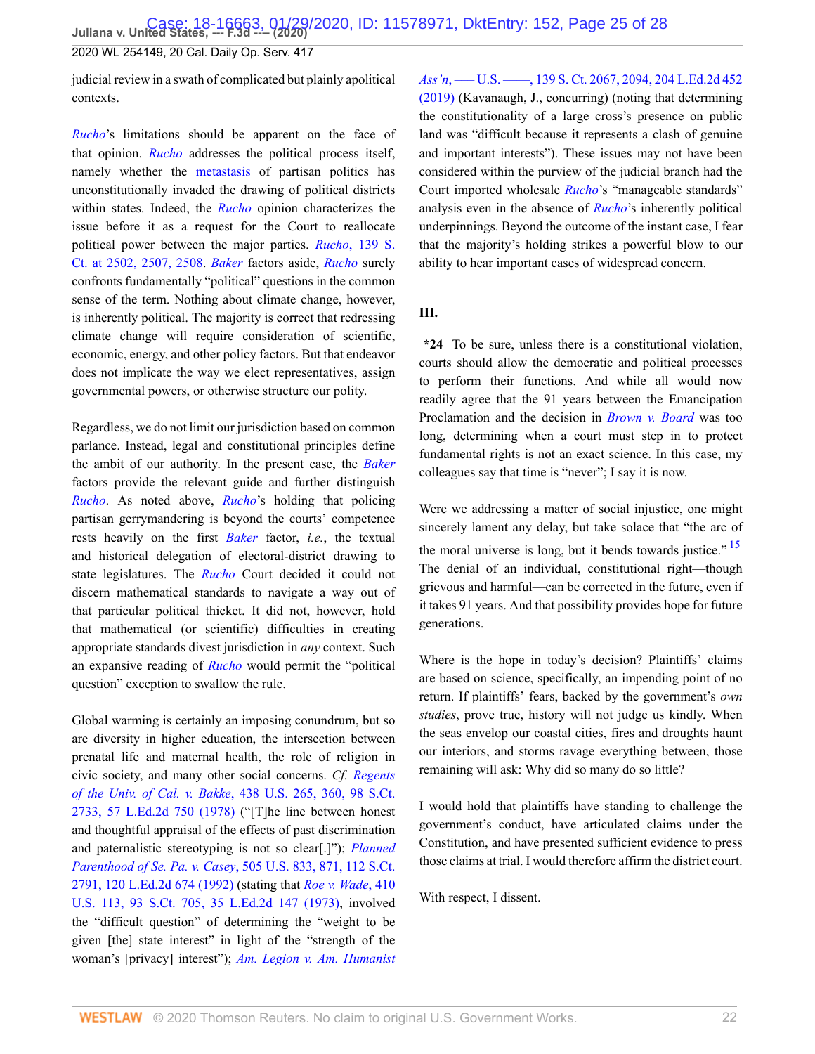judicial review in a swath of complicated but plainly apolitical contexts.

*Rucho*'s limitations should be apparent on the face of that opinion. *Rucho* addresses the political process itself, namely whether the metastasis of partisan politics has unconstitutionally invaded the drawing of political districts within states. Indeed, the *Rucho* opinion characterizes the issue before it as a request for the Court to reallocate political power between the major parties. *Rucho*, 139 S. Ct. at 2502, 2507, 2508. *Baker* factors aside, *Rucho* surely confronts fundamentally "political" questions in the common sense of the term. Nothing about climate change, however, is inherently political. The majority is correct that redressing climate change will require consideration of scientific, economic, energy, and other policy factors. But that endeavor does not implicate the way we elect representatives, assign governmental powers, or otherwise structure our polity.

Regardless, we do not limit our jurisdiction based on common parlance. Instead, legal and constitutional principles define the ambit of our authority. In the present case, the *Baker* factors provide the relevant guide and further distinguish *Rucho*. As noted above, *Rucho*'s holding that policing partisan gerrymandering is beyond the courts' competence rests heavily on the first *Baker* factor, *i.e.*, the textual and historical delegation of electoral-district drawing to state legislatures. The *Rucho* Court decided it could not discern mathematical standards to navigate a way out of that particular political thicket. It did not, however, hold that mathematical (or scientific) difficulties in creating appropriate standards divest jurisdiction in *any* context. Such an expansive reading of *Rucho* would permit the "political question" exception to swallow the rule.

Global warming is certainly an imposing conundrum, but so are diversity in higher education, the intersection between prenatal life and maternal health, the role of religion in civic society, and many other social concerns. *Cf. Regents of the Univ. of Cal. v. Bakke*, 438 U.S. 265, 360, 98 S.Ct. 2733, 57 L.Ed.2d 750 (1978) ("[T]he line between honest and thoughtful appraisal of the effects of past discrimination and paternalistic stereotyping is not so clear[.]"); *Planned Parenthood of Se. Pa. v. Casey*, 505 U.S. 833, 871, 112 S.Ct. 2791, 120 L.Ed.2d 674 (1992) (stating that *Roe v. Wade*, 410 U.S. 113, 93 S.Ct. 705, 35 L.Ed.2d 147 (1973), involved the "difficult question" of determining the "weight to be given [the] state interest" in light of the "strength of the woman's [privacy] interest"); *Am. Legion v. Am. Humanist Ass'n*, ––– U.S. ––––, 139 S. Ct. 2067, 2094, 204 L.Ed.2d 452 (2019) (Kavanaugh, J., concurring) (noting that determining the constitutionality of a large cross's presence on public land was "difficult because it represents a clash of genuine and important interests"). These issues may not have been considered within the purview of the judicial branch had the Court imported wholesale *Rucho*'s "manageable standards" analysis even in the absence of *Rucho*'s inherently political underpinnings. Beyond the outcome of the instant case, I fear that the majority's holding strikes a powerful blow to our ability to hear important cases of widespread concern.

### III.

**\*24** To be sure, unless there is a constitutional violation, courts should allow the democratic and political processes to perform their functions. And while all would now readily agree that the 91 years between the Emancipation Proclamation and the decision in *Brown v. Board* was too long, determining when a court must step in to protect fundamental rights is not an exact science. In this case, my colleagues say that time is "never"; I say it is now.

Were we addressing a matter of social injustice, one might sincerely lament any delay, but take solace that "the arc of the moral universe is long, but it bends towards justice."[15] The denial of an individual, constitutional right—though grievous and harmful—can be corrected in the future, even if it takes 91 years. And that possibility provides hope for future generations.

Where is the hope in today's decision? Plaintiffs' claims are based on science, specifically, an impending point of no return. If plaintiffs' fears, backed by the government's *own studies*, prove true, history will not judge us kindly. When the seas envelop our coastal cities, fires and droughts haunt our interiors, and storms ravage everything between, those remaining will ask: Why did so many do so little?

I would hold that plaintiffs have standing to challenge the government's conduct, have articulated claims under the Constitution, and have presented sufficient evidence to press those claims at trial. I would therefore affirm the district court.

With respect, I dissent.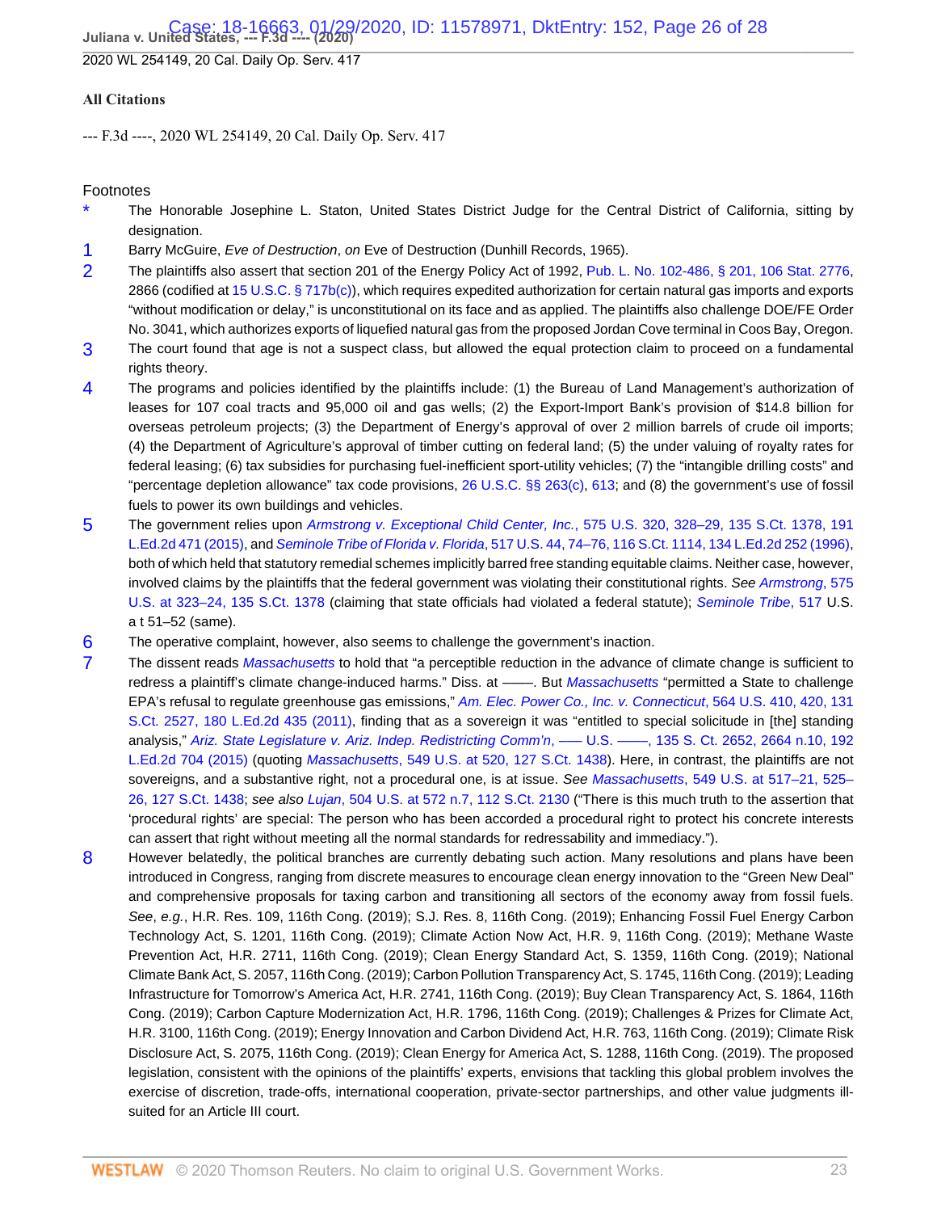**All Citations**

--- F.3d ----, 2020 WL 254149, 20 Cal. Daily Op. Serv. 417

Footnotes

\* The Honorable Josephine L. Staton, United States District Judge for the Central District of California, sitting by designation.

1 Barry McGuire, *Eve of Destruction*, *on* Eve of Destruction (Dunhill Records, 1965).

2 The plaintiffs also assert that section 201 of the Energy Policy Act of 1992, Pub. L. No. 102-486, § 201, 106 Stat. 2776, 2866 (codified at 15 U.S.C. § 717b(c)), which requires expedited authorization for certain natural gas imports and exports "without modification or delay," is unconstitutional on its face and as applied. The plaintiffs also challenge DOE/FE Order No. 3041, which authorizes exports of liquefied natural gas from the proposed Jordan Cove terminal in Coos Bay, Oregon.

3 The court found that age is not a suspect class, but allowed the equal protection claim to proceed on a fundamental rights theory.

4 The programs and policies identified by the plaintiffs include: (1) the Bureau of Land Management's authorization of leases for 107 coal tracts and 95,000 oil and gas wells; (2) the Export-Import Bank's provision of $14.8 billion for overseas petroleum projects; (3) the Department of Energy's approval of over 2 million barrels of crude oil imports; (4) the Department of Agriculture's approval of timber cutting on federal land; (5) the under valuing of royalty rates for federal leasing; (6) tax subsidies for purchasing fuel-inefficient sport-utility vehicles; (7) the "intangible drilling costs" and "percentage depletion allowance" tax code provisions, 26 U.S.C. §§ 263(c), 613; and (8) the government's use of fossil fuels to power its own buildings and vehicles.

5 The government relies upon *Armstrong v. Exceptional Child Center, Inc.*, 575 U.S. 320, 328–29, 135 S.Ct. 1378, 191 L.Ed.2d 471 (2015), and *Seminole Tribe of Florida v. Florida*, 517 U.S. 44, 74–76, 116 S.Ct. 1114, 134 L.Ed.2d 252 (1996), both of which held that statutory remedial schemes implicitly barred free standing equitable claims. Neither case, however, involved claims by the plaintiffs that the federal government was violating their constitutional rights. *See Armstrong*, 575 U.S. at 323–24, 135 S.Ct. 1378 (claiming that state officials had violated a federal statute); *Seminole Tribe*, 517 U.S. a t 51–52 (same).

6 The operative complaint, however, also seems to challenge the government's inaction.

7 The dissent reads *Massachusetts* to hold that "a perceptible reduction in the advance of climate change is sufficient to redress a plaintiff's climate change-induced harms." Diss. at ——. But *Massachusetts* "permitted a State to challenge EPA's refusal to regulate greenhouse gas emissions," *Am. Elec. Power Co., Inc. v. Connecticut*, 564 U.S. 410, 420, 131 S.Ct. 2527, 180 L.Ed.2d 435 (2011), finding that as a sovereign it was "entitled to special solicitude in [the] standing analysis," *Ariz. State Legislature v. Ariz. Indep. Redistricting Comm'n*, —— U.S. ——, 135 S. Ct. 2652, 2664 n.10, 192 L.Ed.2d 704 (2015) (quoting *Massachusetts*, 549 U.S. at 520, 127 S.Ct. 1438). Here, in contrast, the plaintiffs are not sovereigns, and a substantive right, not a procedural one, is at issue. *See Massachusetts*, 549 U.S. at 517–21, 525–26, 127 S.Ct. 1438; *see also Lujan*, 504 U.S. at 572 n.7, 112 S.Ct. 2130 ("There is this much truth to the assertion that 'procedural rights' are special: The person who has been accorded a procedural right to protect his concrete interests can assert that right without meeting all the normal standards for redressability and immediacy.").

8 However belatedly, the political branches are currently debating such action. Many resolutions and plans have been introduced in Congress, ranging from discrete measures to encourage clean energy innovation to the "Green New Deal" and comprehensive proposals for taxing carbon and transitioning all sectors of the economy away from fossil fuels. *See*, *e.g.*, H.R. Res. 109, 116th Cong. (2019); S.J. Res. 8, 116th Cong. (2019); Enhancing Fossil Fuel Energy Carbon Technology Act, S. 1201, 116th Cong. (2019); Climate Action Now Act, H.R. 9, 116th Cong. (2019); Methane Waste Prevention Act, H.R. 2711, 116th Cong. (2019); Clean Energy Standard Act, S. 1359, 116th Cong. (2019); National Climate Bank Act, S. 2057, 116th Cong. (2019); Carbon Pollution Transparency Act, S. 1745, 116th Cong. (2019); Leading Infrastructure for Tomorrow's America Act, H.R. 2741, 116th Cong. (2019); Buy Clean Transparency Act, S. 1864, 116th Cong. (2019); Carbon Capture Modernization Act, H.R. 1796, 116th Cong. (2019); Challenges & Prizes for Climate Act, H.R. 3100, 116th Cong. (2019); Energy Innovation and Carbon Dividend Act, H.R. 763, 116th Cong. (2019); Climate Risk Disclosure Act, S. 2075, 116th Cong. (2019); Clean Energy for America Act, S. 1288, 116th Cong. (2019). The proposed legislation, consistent with the opinions of the plaintiffs' experts, envisions that tackling this global problem involves the exercise of discretion, trade-offs, international cooperation, private-sector partnerships, and other value judgments ill-suited for an Article III court.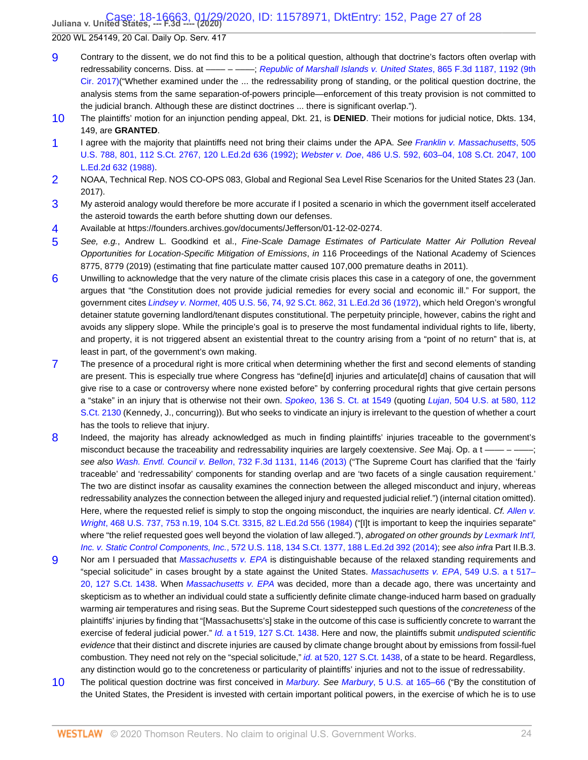9 Contrary to the dissent, we do not find this to be a political question, although that doctrine's factors often overlap with redressability concerns. Diss. at —— – ——; *Republic of Marshall Islands v. United States*, 865 F.3d 1187, 1192 (9th Cir. 2017)("Whether examined under the ... the redressability prong of standing, or the political question doctrine, the analysis stems from the same separation-of-powers principle—enforcement of this treaty provision is not committed to the judicial branch. Although these are distinct doctrines ... there is significant overlap.").

10 The plaintiffs' motion for an injunction pending appeal, Dkt. 21, is **DENIED**. Their motions for judicial notice, Dkts. 134, 149, are **GRANTED**.

1 I agree with the majority that plaintiffs need not bring their claims under the APA. *See Franklin v. Massachusetts*, 505 U.S. 788, 801, 112 S.Ct. 2767, 120 L.Ed.2d 636 (1992); *Webster v. Doe*, 486 U.S. 592, 603–04, 108 S.Ct. 2047, 100 L.Ed.2d 632 (1988).

2 NOAA, Technical Rep. NOS CO-OPS 083, Global and Regional Sea Level Rise Scenarios for the United States 23 (Jan. 2017).

3 My asteroid analogy would therefore be more accurate if I posited a scenario in which the government itself accelerated the asteroid towards the earth before shutting down our defenses.

4 Available at https://founders.archives.gov/documents/Jefferson/01-12-02-0274.

5 *See, e.g.*, Andrew L. Goodkind et al., *Fine-Scale Damage Estimates of Particulate Matter Air Pollution Reveal Opportunities for Location-Specific Mitigation of Emissions*, *in* 116 Proceedings of the National Academy of Sciences 8775, 8779 (2019) (estimating that fine particulate matter caused 107,000 premature deaths in 2011).

6 Unwilling to acknowledge that the very nature of the climate crisis places this case in a category of one, the government argues that "the Constitution does not provide judicial remedies for every social and economic ill." For support, the government cites *Lindsey v. Normet*, 405 U.S. 56, 74, 92 S.Ct. 862, 31 L.Ed.2d 36 (1972), which held Oregon's wrongful detainer statute governing landlord/tenant disputes constitutional. The perpetuity principle, however, cabins the right and avoids any slippery slope. While the principle's goal is to preserve the most fundamental individual rights to life, liberty, and property, it is not triggered absent an existential threat to the country arising from a "point of no return" that is, at least in part, of the government's own making.

7 The presence of a procedural right is more critical when determining whether the first and second elements of standing are present. This is especially true where Congress has "define[d] injuries and articulate[d] chains of causation that will give rise to a case or controversy where none existed before" by conferring procedural rights that give certain persons a "stake" in an injury that is otherwise not their own. *Spokeo*, 136 S. Ct. at 1549 (quoting *Lujan*, 504 U.S. at 580, 112 S.Ct. 2130 (Kennedy, J., concurring)). But who seeks to vindicate an injury is irrelevant to the question of whether a court has the tools to relieve that injury.

8 Indeed, the majority has already acknowledged as much in finding plaintiffs' injuries traceable to the government's misconduct because the traceability and redressability inquiries are largely coextensive. *See* Maj. Op. a t —— – ——; *see also Wash. Envtl. Council v. Bellon*, 732 F.3d 1131, 1146 (2013) ("The Supreme Court has clarified that the 'fairly traceable' and 'redressability' components for standing overlap and are 'two facets of a single causation requirement.' The two are distinct insofar as causality examines the connection between the alleged misconduct and injury, whereas redressability analyzes the connection between the alleged injury and requested judicial relief.") (internal citation omitted). Here, where the requested relief is simply to stop the ongoing misconduct, the inquiries are nearly identical. *Cf. Allen v. Wright*, 468 U.S. 737, 753 n.19, 104 S.Ct. 3315, 82 L.Ed.2d 556 (1984) ("[I]t is important to keep the inquiries separate" where "the relief requested goes well beyond the violation of law alleged."), *abrogated on other grounds by Lexmark Int'l, Inc. v. Static Control Components, Inc.*, 572 U.S. 118, 134 S.Ct. 1377, 188 L.Ed.2d 392 (2014); *see also infra* Part II.B.3.

9 Nor am I persuaded that *Massachusetts v. EPA* is distinguishable because of the relaxed standing requirements and "special solicitude" in cases brought by a state against the United States. *Massachusetts v. EPA*, 549 U.S. a t 517–20, 127 S.Ct. 1438. When *Massachusetts v. EPA* was decided, more than a decade ago, there was uncertainty and skepticism as to whether an individual could state a sufficiently definite climate change-induced harm based on gradually warming air temperatures and rising seas. But the Supreme Court sidestepped such questions of the *concreteness* of the plaintiffs' injuries by finding that "[Massachusetts's] stake in the outcome of this case is sufficiently concrete to warrant the exercise of federal judicial power." *Id.* a t 519, 127 S.Ct. 1438. Here and now, the plaintiffs submit *undisputed scientific evidence* that their distinct and discrete injuries are caused by climate change brought about by emissions from fossil-fuel combustion. They need not rely on the "special solicitude," *id.* at 520, 127 S.Ct. 1438, of a state to be heard. Regardless, any distinction would go to the concreteness or particularity of plaintiffs' injuries and not to the issue of redressability.

10 The political question doctrine was first conceived in *Marbury*. *See Marbury*, 5 U.S. at 165–66 ("By the constitution of the United States, the President is invested with certain important political powers, in the exercise of which he is to use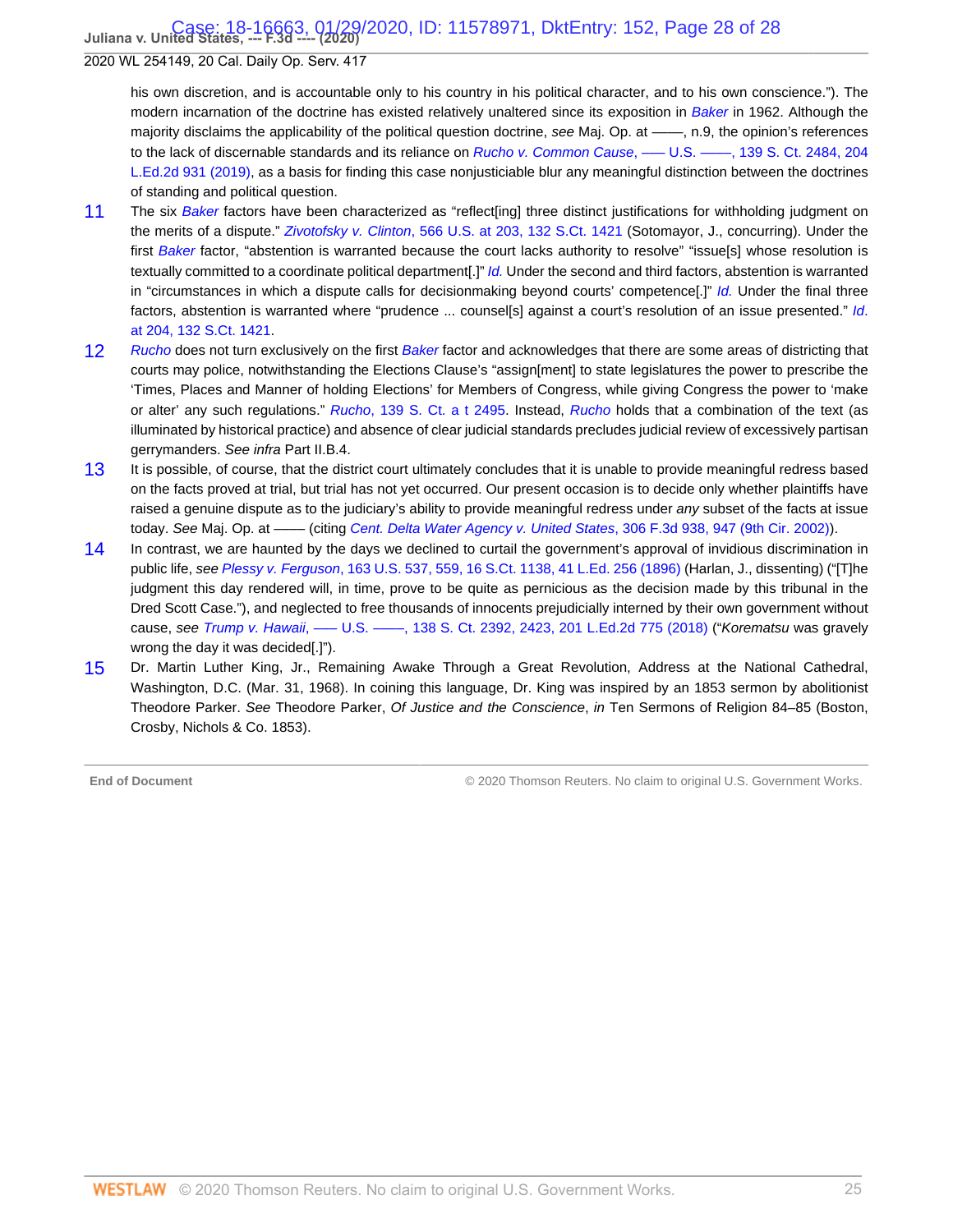his own discretion, and is accountable only to his country in his political character, and to his own conscience."). The modern incarnation of the doctrine has existed relatively unaltered since its exposition in *Baker* in 1962. Although the majority disclaims the applicability of the political question doctrine, *see* Maj. Op. at ––––, n.9, the opinion's references to the lack of discernable standards and its reliance on *Rucho v. Common Cause*, ––– U.S. ––––, 139 S. Ct. 2484, 204 L.Ed.2d 931 (2019), as a basis for finding this case nonjusticiable blur any meaningful distinction between the doctrines of standing and political question.

11 The six *Baker* factors have been characterized as "reflect[ing] three distinct justifications for withholding judgment on the merits of a dispute." *Zivotofsky v. Clinton*, 566 U.S. at 203, 132 S.Ct. 1421 (Sotomayor, J., concurring). Under the first *Baker* factor, "abstention is warranted because the court lacks authority to resolve" "issue[s] whose resolution is textually committed to a coordinate political department[.]" *Id.* Under the second and third factors, abstention is warranted in "circumstances in which a dispute calls for decisionmaking beyond courts' competence[.]" *Id.* Under the final three factors, abstention is warranted where "prudence ... counsel[s] against a court's resolution of an issue presented." *Id.* at 204, 132 S.Ct. 1421.

12 *Rucho* does not turn exclusively on the first *Baker* factor and acknowledges that there are some areas of districting that courts may police, notwithstanding the Elections Clause's "assign[ment] to state legislatures the power to prescribe the 'Times, Places and Manner of holding Elections' for Members of Congress, while giving Congress the power to 'make or alter' any such regulations." *Rucho*, 139 S. Ct. a t 2495. Instead, *Rucho* holds that a combination of the text (as illuminated by historical practice) and absence of clear judicial standards precludes judicial review of excessively partisan gerrymanders. *See infra* Part II.B.4.

13 It is possible, of course, that the district court ultimately concludes that it is unable to provide meaningful redress based on the facts proved at trial, but trial has not yet occurred. Our present occasion is to decide only whether plaintiffs have raised a genuine dispute as to the judiciary's ability to provide meaningful redress under *any* subset of the facts at issue today. *See* Maj. Op. at –––– (citing *Cent. Delta Water Agency v. United States*, 306 F.3d 938, 947 (9th Cir. 2002)).

14 In contrast, we are haunted by the days we declined to curtail the government's approval of invidious discrimination in public life, *see Plessy v. Ferguson*, 163 U.S. 537, 559, 16 S.Ct. 1138, 41 L.Ed. 256 (1896) (Harlan, J., dissenting) ("[T]he judgment this day rendered will, in time, prove to be quite as pernicious as the decision made by this tribunal in the Dred Scott Case."), and neglected to free thousands of innocents prejudicially interned by their own government without cause, *see Trump v. Hawaii*, ––– U.S. ––––, 138 S. Ct. 2392, 2423, 201 L.Ed.2d 775 (2018) ("*Korematsu* was gravely wrong the day it was decided[.]").

15 Dr. Martin Luther King, Jr., Remaining Awake Through a Great Revolution, Address at the National Cathedral, Washington, D.C. (Mar. 31, 1968). In coining this language, Dr. King was inspired by an 1853 sermon by abolitionist Theodore Parker. *See* Theodore Parker, *Of Justice and the Conscience*, *in* Ten Sermons of Religion 84–85 (Boston, Crosby, Nichols & Co. 1853).

**End of Document** © 2020 Thomson Reuters. No claim to original U.S. Government Works.